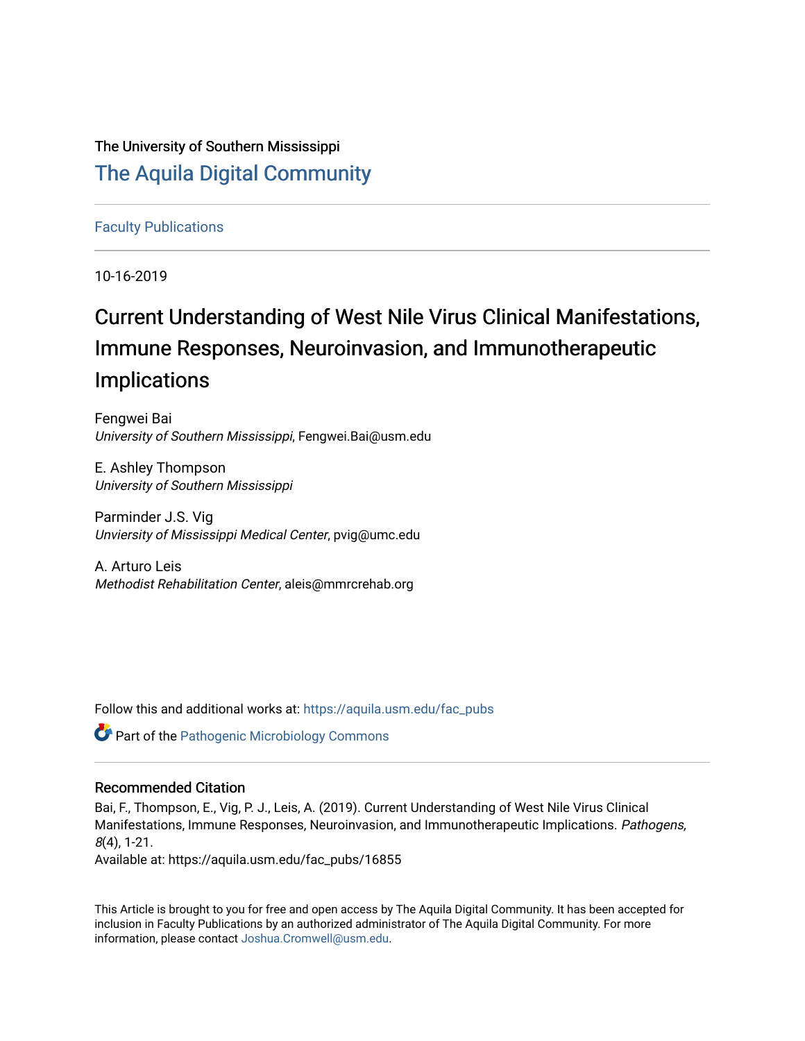The University of Southern Mississippi

# The Aquila Digital Community

Faculty Publications

10-16-2019

# Current Understanding of West Nile Virus Clinical Manifestations, Immune Responses, Neuroinvasion, and Immunotherapeutic Implications

Fengwei Bai
*University of Southern Mississippi*, Fengwei.Bai@usm.edu

E. Ashley Thompson
*University of Southern Mississippi*

Parminder J.S. Vig
*Unviersity of Mississippi Medical Center*, pvig@umc.edu

A. Arturo Leis
*Methodist Rehabilitation Center*, aleis@mmrcrehab.org

Follow this and additional works at: https://aquila.usm.edu/fac_pubs

Part of the Pathogenic Microbiology Commons

## Recommended Citation

Bai, F., Thompson, E., Vig, P. J., Leis, A. (2019). Current Understanding of West Nile Virus Clinical Manifestations, Immune Responses, Neuroinvasion, and Immunotherapeutic Implications. *Pathogens, 8*(4), 1-21.
Available at: https://aquila.usm.edu/fac_pubs/16855

This Article is brought to you for free and open access by The Aquila Digital Community. It has been accepted for inclusion in Faculty Publications by an authorized administrator of The Aquila Digital Community. For more information, please contact Joshua.Cromwell@usm.edu.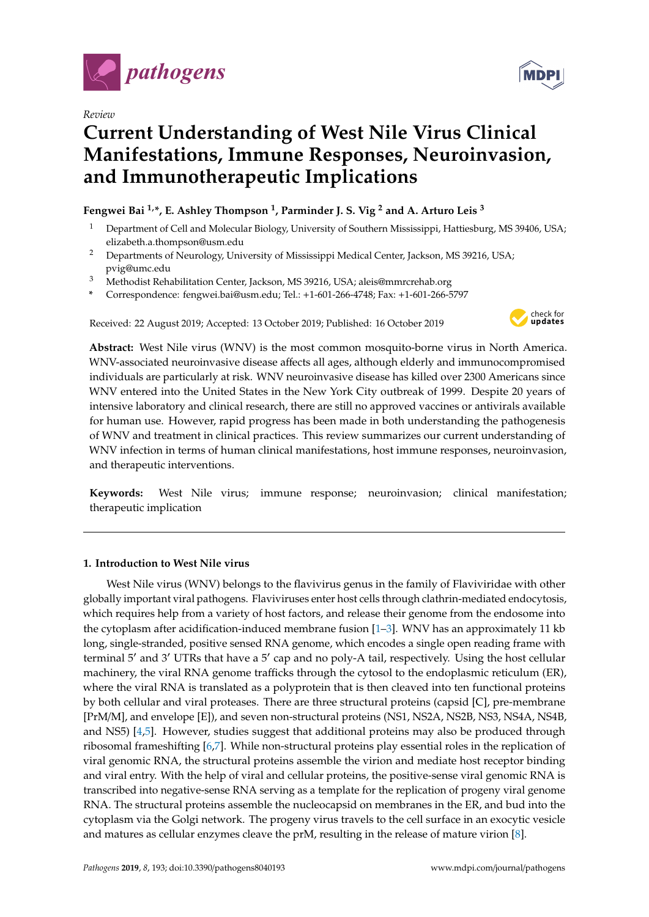*pathogens*

*Review*

# Current Understanding of West Nile Virus Clinical Manifestations, Immune Responses, Neuroinvasion, and Immunotherapeutic Implications

**Fengwei Bai [1,*], E. Ashley Thompson [1], Parminder J. S. Vig [2] and A. Arturo Leis [3]**

[1] Department of Cell and Molecular Biology, University of Southern Mississippi, Hattiesburg, MS 39406, USA; elizabeth.a.thompson@usm.edu

[2] Departments of Neurology, University of Mississippi Medical Center, Jackson, MS 39216, USA; pvig@umc.edu

[3] Methodist Rehabilitation Center, Jackson, MS 39216, USA; aleis@mmrcrehab.org

\* Correspondence: fengwei.bai@usm.edu; Tel.: +1-601-266-4748; Fax: +1-601-266-5797

Received: 22 August 2019; Accepted: 13 October 2019; Published: 16 October 2019

**Abstract:** West Nile virus (WNV) is the most common mosquito-borne virus in North America. WNV-associated neuroinvasive disease affects all ages, although elderly and immunocompromised individuals are particularly at risk. WNV neuroinvasive disease has killed over 2300 Americans since WNV entered into the United States in the New York City outbreak of 1999. Despite 20 years of intensive laboratory and clinical research, there are still no approved vaccines or antivirals available for human use. However, rapid progress has been made in both understanding the pathogenesis of WNV and treatment in clinical practices. This review summarizes our current understanding of WNV infection in terms of human clinical manifestations, host immune responses, neuroinvasion, and therapeutic interventions.

**Keywords:** West Nile virus; immune response; neuroinvasion; clinical manifestation; therapeutic implication

## 1. Introduction to West Nile virus

West Nile virus (WNV) belongs to the flavivirus genus in the family of Flaviviridae with other globally important viral pathogens. Flaviviruses enter host cells through clathrin-mediated endocytosis, which requires help from a variety of host factors, and release their genome from the endosome into the cytoplasm after acidification-induced membrane fusion [1–3]. WNV has an approximately 11 kb long, single-stranded, positive sensed RNA genome, which encodes a single open reading frame with terminal 5′ and 3′ UTRs that have a 5′ cap and no poly-A tail, respectively. Using the host cellular machinery, the viral RNA genome trafficks through the cytosol to the endoplasmic reticulum (ER), where the viral RNA is translated as a polyprotein that is then cleaved into ten functional proteins by both cellular and viral proteases. There are three structural proteins (capsid [C], pre-membrane [PrM/M], and envelope [E]), and seven non-structural proteins (NS1, NS2A, NS2B, NS3, NS4A, NS4B, and NS5) [4,5]. However, studies suggest that additional proteins may also be produced through ribosomal frameshifting [6,7]. While non-structural proteins play essential roles in the replication of viral genomic RNA, the structural proteins assemble the virion and mediate host receptor binding and viral entry. With the help of viral and cellular proteins, the positive-sense viral genomic RNA is transcribed into negative-sense RNA serving as a template for the replication of progeny viral genome RNA. The structural proteins assemble the nucleocapsid on membranes in the ER, and bud into the cytoplasm via the Golgi network. The progeny virus travels to the cell surface in an exocytic vesicle and matures as cellular enzymes cleave the prM, resulting in the release of mature virion [8].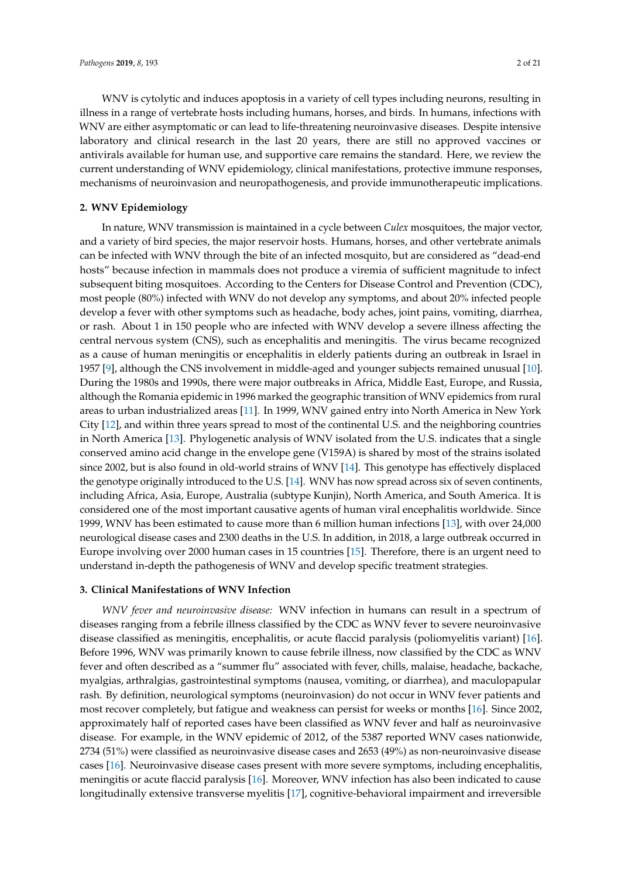WNV is cytolytic and induces apoptosis in a variety of cell types including neurons, resulting in illness in a range of vertebrate hosts including humans, horses, and birds. In humans, infections with WNV are either asymptomatic or can lead to life-threatening neuroinvasive diseases. Despite intensive laboratory and clinical research in the last 20 years, there are still no approved vaccines or antivirals available for human use, and supportive care remains the standard. Here, we review the current understanding of WNV epidemiology, clinical manifestations, protective immune responses, mechanisms of neuroinvasion and neuropathogenesis, and provide immunotherapeutic implications.

## 2. WNV Epidemiology

In nature, WNV transmission is maintained in a cycle between *Culex* mosquitoes, the major vector, and a variety of bird species, the major reservoir hosts. Humans, horses, and other vertebrate animals can be infected with WNV through the bite of an infected mosquito, but are considered as "dead-end hosts" because infection in mammals does not produce a viremia of sufficient magnitude to infect subsequent biting mosquitoes. According to the Centers for Disease Control and Prevention (CDC), most people (80%) infected with WNV do not develop any symptoms, and about 20% infected people develop a fever with other symptoms such as headache, body aches, joint pains, vomiting, diarrhea, or rash. About 1 in 150 people who are infected with WNV develop a severe illness affecting the central nervous system (CNS), such as encephalitis and meningitis. The virus became recognized as a cause of human meningitis or encephalitis in elderly patients during an outbreak in Israel in 1957 [9], although the CNS involvement in middle-aged and younger subjects remained unusual [10]. During the 1980s and 1990s, there were major outbreaks in Africa, Middle East, Europe, and Russia, although the Romania epidemic in 1996 marked the geographic transition of WNV epidemics from rural areas to urban industrialized areas [11]. In 1999, WNV gained entry into North America in New York City [12], and within three years spread to most of the continental U.S. and the neighboring countries in North America [13]. Phylogenetic analysis of WNV isolated from the U.S. indicates that a single conserved amino acid change in the envelope gene (V159A) is shared by most of the strains isolated since 2002, but is also found in old-world strains of WNV [14]. This genotype has effectively displaced the genotype originally introduced to the U.S. [14]. WNV has now spread across six of seven continents, including Africa, Asia, Europe, Australia (subtype Kunjin), North America, and South America. It is considered one of the most important causative agents of human viral encephalitis worldwide. Since 1999, WNV has been estimated to cause more than 6 million human infections [13], with over 24,000 neurological disease cases and 2300 deaths in the U.S. In addition, in 2018, a large outbreak occurred in Europe involving over 2000 human cases in 15 countries [15]. Therefore, there is an urgent need to understand in-depth the pathogenesis of WNV and develop specific treatment strategies.

## 3. Clinical Manifestations of WNV Infection

*WNV fever and neuroinvasive disease:* WNV infection in humans can result in a spectrum of diseases ranging from a febrile illness classified by the CDC as WNV fever to severe neuroinvasive disease classified as meningitis, encephalitis, or acute flaccid paralysis (poliomyelitis variant) [16]. Before 1996, WNV was primarily known to cause febrile illness, now classified by the CDC as WNV fever and often described as a "summer flu" associated with fever, chills, malaise, headache, backache, myalgias, arthralgias, gastrointestinal symptoms (nausea, vomiting, or diarrhea), and maculopapular rash. By definition, neurological symptoms (neuroinvasion) do not occur in WNV fever patients and most recover completely, but fatigue and weakness can persist for weeks or months [16]. Since 2002, approximately half of reported cases have been classified as WNV fever and half as neuroinvasive disease. For example, in the WNV epidemic of 2012, of the 5387 reported WNV cases nationwide, 2734 (51%) were classified as neuroinvasive disease cases and 2653 (49%) as non-neuroinvasive disease cases [16]. Neuroinvasive disease cases present with more severe symptoms, including encephalitis, meningitis or acute flaccid paralysis [16]. Moreover, WNV infection has also been indicated to cause longitudinally extensive transverse myelitis [17], cognitive-behavioral impairment and irreversible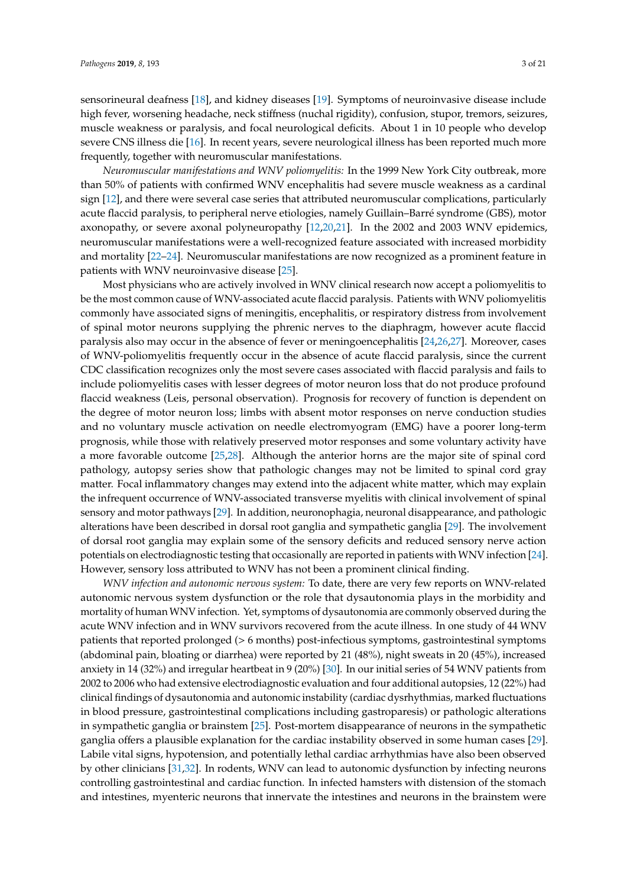sensorineural deafness [18], and kidney diseases [19]. Symptoms of neuroinvasive disease include high fever, worsening headache, neck stiffness (nuchal rigidity), confusion, stupor, tremors, seizures, muscle weakness or paralysis, and focal neurological deficits. About 1 in 10 people who develop severe CNS illness die [16]. In recent years, severe neurological illness has been reported much more frequently, together with neuromuscular manifestations.

*Neuromuscular manifestations and WNV poliomyelitis:* In the 1999 New York City outbreak, more than 50% of patients with confirmed WNV encephalitis had severe muscle weakness as a cardinal sign [12], and there were several case series that attributed neuromuscular complications, particularly acute flaccid paralysis, to peripheral nerve etiologies, namely Guillain–Barré syndrome (GBS), motor axonopathy, or severe axonal polyneuropathy [12,20,21]. In the 2002 and 2003 WNV epidemics, neuromuscular manifestations were a well-recognized feature associated with increased morbidity and mortality [22–24]. Neuromuscular manifestations are now recognized as a prominent feature in patients with WNV neuroinvasive disease [25].

Most physicians who are actively involved in WNV clinical research now accept a poliomyelitis to be the most common cause of WNV-associated acute flaccid paralysis. Patients with WNV poliomyelitis commonly have associated signs of meningitis, encephalitis, or respiratory distress from involvement of spinal motor neurons supplying the phrenic nerves to the diaphragm, however acute flaccid paralysis also may occur in the absence of fever or meningoencephalitis [24,26,27]. Moreover, cases of WNV-poliomyelitis frequently occur in the absence of acute flaccid paralysis, since the current CDC classification recognizes only the most severe cases associated with flaccid paralysis and fails to include poliomyelitis cases with lesser degrees of motor neuron loss that do not produce profound flaccid weakness (Leis, personal observation). Prognosis for recovery of function is dependent on the degree of motor neuron loss; limbs with absent motor responses on nerve conduction studies and no voluntary muscle activation on needle electromyogram (EMG) have a poorer long-term prognosis, while those with relatively preserved motor responses and some voluntary activity have a more favorable outcome [25,28]. Although the anterior horns are the major site of spinal cord pathology, autopsy series show that pathologic changes may not be limited to spinal cord gray matter. Focal inflammatory changes may extend into the adjacent white matter, which may explain the infrequent occurrence of WNV-associated transverse myelitis with clinical involvement of spinal sensory and motor pathways [29]. In addition, neuronophagia, neuronal disappearance, and pathologic alterations have been described in dorsal root ganglia and sympathetic ganglia [29]. The involvement of dorsal root ganglia may explain some of the sensory deficits and reduced sensory nerve action potentials on electrodiagnostic testing that occasionally are reported in patients with WNV infection [24]. However, sensory loss attributed to WNV has not been a prominent clinical finding.

*WNV infection and autonomic nervous system:* To date, there are very few reports on WNV-related autonomic nervous system dysfunction or the role that dysautonomia plays in the morbidity and mortality of human WNV infection. Yet, symptoms of dysautonomia are commonly observed during the acute WNV infection and in WNV survivors recovered from the acute illness. In one study of 44 WNV patients that reported prolonged (> 6 months) post-infectious symptoms, gastrointestinal symptoms (abdominal pain, bloating or diarrhea) were reported by 21 (48%), night sweats in 20 (45%), increased anxiety in 14 (32%) and irregular heartbeat in 9 (20%) [30]. In our initial series of 54 WNV patients from 2002 to 2006 who had extensive electrodiagnostic evaluation and four additional autopsies, 12 (22%) had clinical findings of dysautonomia and autonomic instability (cardiac dysrhythmias, marked fluctuations in blood pressure, gastrointestinal complications including gastroparesis) or pathologic alterations in sympathetic ganglia or brainstem [25]. Post-mortem disappearance of neurons in the sympathetic ganglia offers a plausible explanation for the cardiac instability observed in some human cases [29]. Labile vital signs, hypotension, and potentially lethal cardiac arrhythmias have also been observed by other clinicians [31,32]. In rodents, WNV can lead to autonomic dysfunction by infecting neurons controlling gastrointestinal and cardiac function. In infected hamsters with distension of the stomach and intestines, myenteric neurons that innervate the intestines and neurons in the brainstem were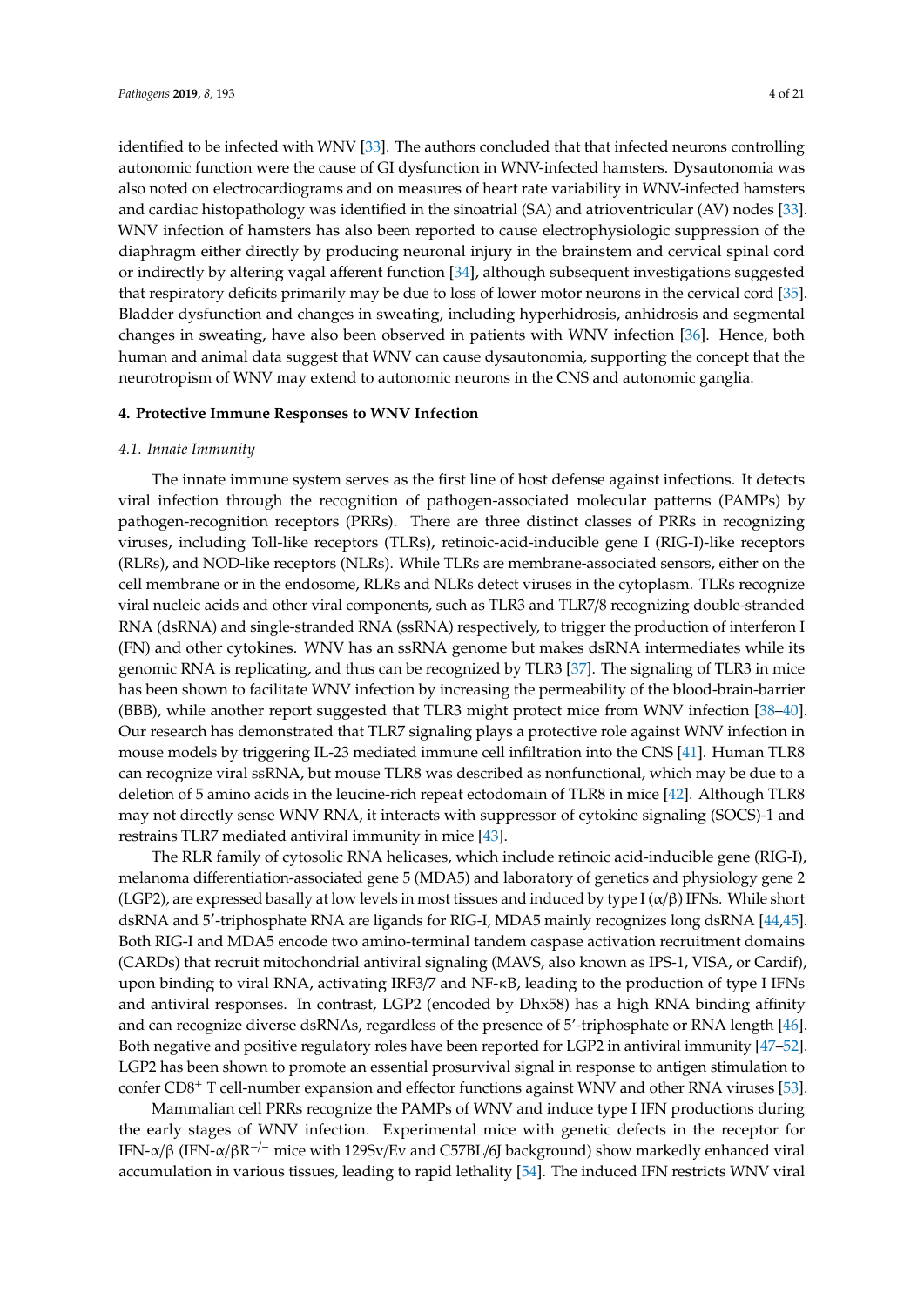identified to be infected with WNV [33]. The authors concluded that that infected neurons controlling autonomic function were the cause of GI dysfunction in WNV-infected hamsters. Dysautonomia was also noted on electrocardiograms and on measures of heart rate variability in WNV-infected hamsters and cardiac histopathology was identified in the sinoatrial (SA) and atrioventricular (AV) nodes [33]. WNV infection of hamsters has also been reported to cause electrophysiologic suppression of the diaphragm either directly by producing neuronal injury in the brainstem and cervical spinal cord or indirectly by altering vagal afferent function [34], although subsequent investigations suggested that respiratory deficits primarily may be due to loss of lower motor neurons in the cervical cord [35]. Bladder dysfunction and changes in sweating, including hyperhidrosis, anhidrosis and segmental changes in sweating, have also been observed in patients with WNV infection [36]. Hence, both human and animal data suggest that WNV can cause dysautonomia, supporting the concept that the neurotropism of WNV may extend to autonomic neurons in the CNS and autonomic ganglia.

## 4. Protective Immune Responses to WNV Infection

### 4.1. Innate Immunity

The innate immune system serves as the first line of host defense against infections. It detects viral infection through the recognition of pathogen-associated molecular patterns (PAMPs) by pathogen-recognition receptors (PRRs). There are three distinct classes of PRRs in recognizing viruses, including Toll-like receptors (TLRs), retinoic-acid-inducible gene I (RIG-I)-like receptors (RLRs), and NOD-like receptors (NLRs). While TLRs are membrane-associated sensors, either on the cell membrane or in the endosome, RLRs and NLRs detect viruses in the cytoplasm. TLRs recognize viral nucleic acids and other viral components, such as TLR3 and TLR7/8 recognizing double-stranded RNA (dsRNA) and single-stranded RNA (ssRNA) respectively, to trigger the production of interferon I (FN) and other cytokines. WNV has an ssRNA genome but makes dsRNA intermediates while its genomic RNA is replicating, and thus can be recognized by TLR3 [37]. The signaling of TLR3 in mice has been shown to facilitate WNV infection by increasing the permeability of the blood-brain-barrier (BBB), while another report suggested that TLR3 might protect mice from WNV infection [38–40]. Our research has demonstrated that TLR7 signaling plays a protective role against WNV infection in mouse models by triggering IL-23 mediated immune cell infiltration into the CNS [41]. Human TLR8 can recognize viral ssRNA, but mouse TLR8 was described as nonfunctional, which may be due to a deletion of 5 amino acids in the leucine-rich repeat ectodomain of TLR8 in mice [42]. Although TLR8 may not directly sense WNV RNA, it interacts with suppressor of cytokine signaling (SOCS)-1 and restrains TLR7 mediated antiviral immunity in mice [43].

The RLR family of cytosolic RNA helicases, which include retinoic acid-inducible gene (RIG-I), melanoma differentiation-associated gene 5 (MDA5) and laboratory of genetics and physiology gene 2 (LGP2), are expressed basally at low levels in most tissues and induced by type I (α/β) IFNs. While short dsRNA and 5′-triphosphate RNA are ligands for RIG-I, MDA5 mainly recognizes long dsRNA [44,45]. Both RIG-I and MDA5 encode two amino-terminal tandem caspase activation recruitment domains (CARDs) that recruit mitochondrial antiviral signaling (MAVS, also known as IPS-1, VISA, or Cardif), upon binding to viral RNA, activating IRF3/7 and NF-κB, leading to the production of type I IFNs and antiviral responses. In contrast, LGP2 (encoded by Dhx58) has a high RNA binding affinity and can recognize diverse dsRNAs, regardless of the presence of 5′-triphosphate or RNA length [46]. Both negative and positive regulatory roles have been reported for LGP2 in antiviral immunity [47–52]. LGP2 has been shown to promote an essential prosurvival signal in response to antigen stimulation to confer $CD8^+$ T cell-number expansion and effector functions against WNV and other RNA viruses [53].

Mammalian cell PRRs recognize the PAMPs of WNV and induce type I IFN productions during the early stages of WNV infection. Experimental mice with genetic defects in the receptor for IFN-α/β (IFN-α/βR$^{-/-}$ mice with 129Sv/Ev and C57BL/6J background) show markedly enhanced viral accumulation in various tissues, leading to rapid lethality [54]. The induced IFN restricts WNV viral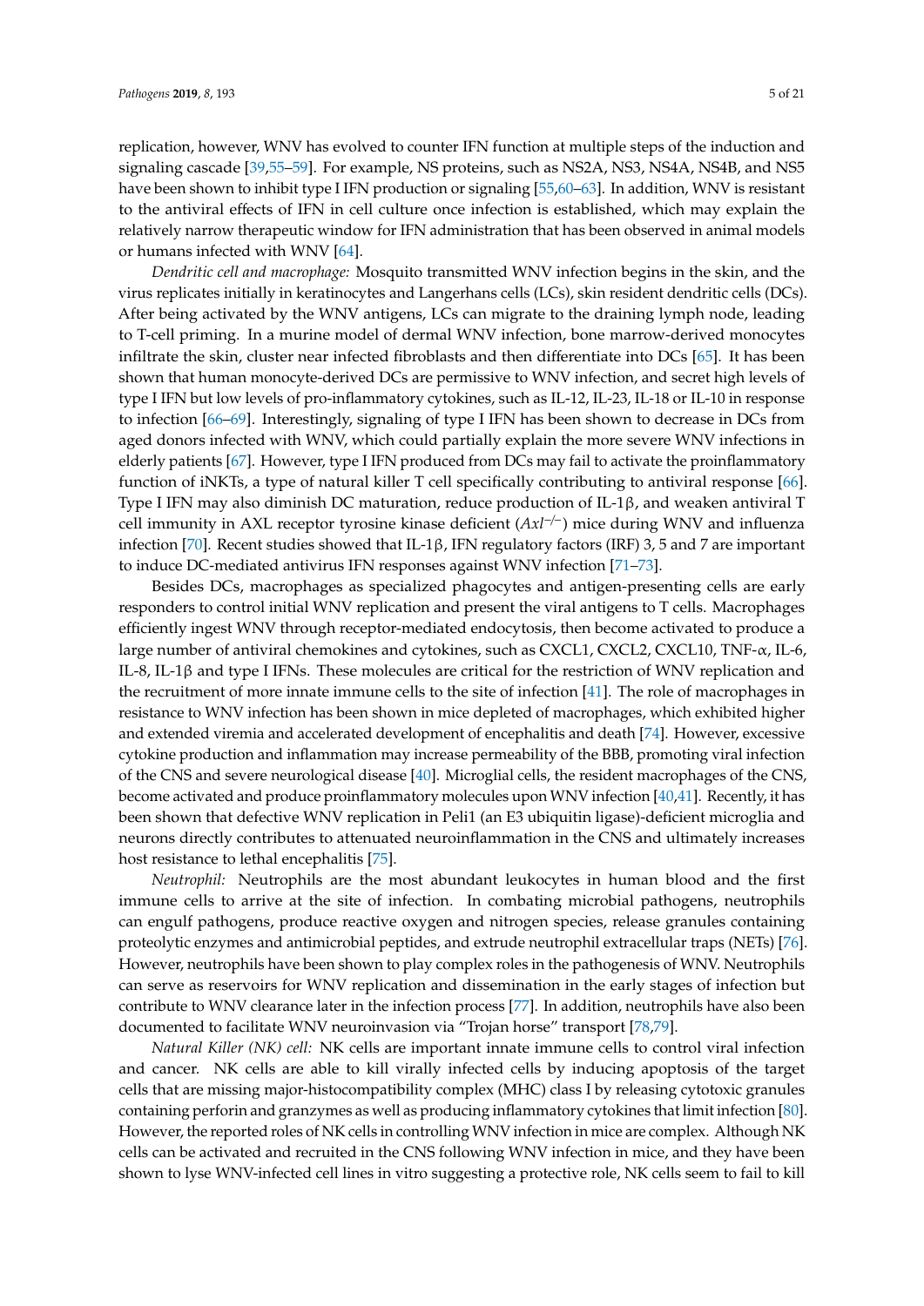replication, however, WNV has evolved to counter IFN function at multiple steps of the induction and signaling cascade [39,55–59]. For example, NS proteins, such as NS2A, NS3, NS4A, NS4B, and NS5 have been shown to inhibit type I IFN production or signaling [55,60–63]. In addition, WNV is resistant to the antiviral effects of IFN in cell culture once infection is established, which may explain the relatively narrow therapeutic window for IFN administration that has been observed in animal models or humans infected with WNV [64].

*Dendritic cell and macrophage:* Mosquito transmitted WNV infection begins in the skin, and the virus replicates initially in keratinocytes and Langerhans cells (LCs), skin resident dendritic cells (DCs). After being activated by the WNV antigens, LCs can migrate to the draining lymph node, leading to T-cell priming. In a murine model of dermal WNV infection, bone marrow-derived monocytes infiltrate the skin, cluster near infected fibroblasts and then differentiate into DCs [65]. It has been shown that human monocyte-derived DCs are permissive to WNV infection, and secret high levels of type I IFN but low levels of pro-inflammatory cytokines, such as IL-12, IL-23, IL-18 or IL-10 in response to infection [66–69]. Interestingly, signaling of type I IFN has been shown to decrease in DCs from aged donors infected with WNV, which could partially explain the more severe WNV infections in elderly patients [67]. However, type I IFN produced from DCs may fail to activate the proinflammatory function of iNKTs, a type of natural killer T cell specifically contributing to antiviral response [66]. Type I IFN may also diminish DC maturation, reduce production of IL-1β, and weaken antiviral T cell immunity in AXL receptor tyrosine kinase deficient (*Axl*$^{-/-}$) mice during WNV and influenza infection [70]. Recent studies showed that IL-1β, IFN regulatory factors (IRF) 3, 5 and 7 are important to induce DC-mediated antivirus IFN responses against WNV infection [71–73].

Besides DCs, macrophages as specialized phagocytes and antigen-presenting cells are early responders to control initial WNV replication and present the viral antigens to T cells. Macrophages efficiently ingest WNV through receptor-mediated endocytosis, then become activated to produce a large number of antiviral chemokines and cytokines, such as CXCL1, CXCL2, CXCL10, TNF-α, IL-6, IL-8, IL-1β and type I IFNs. These molecules are critical for the restriction of WNV replication and the recruitment of more innate immune cells to the site of infection [41]. The role of macrophages in resistance to WNV infection has been shown in mice depleted of macrophages, which exhibited higher and extended viremia and accelerated development of encephalitis and death [74]. However, excessive cytokine production and inflammation may increase permeability of the BBB, promoting viral infection of the CNS and severe neurological disease [40]. Microglial cells, the resident macrophages of the CNS, become activated and produce proinflammatory molecules upon WNV infection [40,41]. Recently, it has been shown that defective WNV replication in Peli1 (an E3 ubiquitin ligase)-deficient microglia and neurons directly contributes to attenuated neuroinflammation in the CNS and ultimately increases host resistance to lethal encephalitis [75].

*Neutrophil:* Neutrophils are the most abundant leukocytes in human blood and the first immune cells to arrive at the site of infection. In combating microbial pathogens, neutrophils can engulf pathogens, produce reactive oxygen and nitrogen species, release granules containing proteolytic enzymes and antimicrobial peptides, and extrude neutrophil extracellular traps (NETs) [76]. However, neutrophils have been shown to play complex roles in the pathogenesis of WNV. Neutrophils can serve as reservoirs for WNV replication and dissemination in the early stages of infection but contribute to WNV clearance later in the infection process [77]. In addition, neutrophils have also been documented to facilitate WNV neuroinvasion via "Trojan horse" transport [78,79].

*Natural Killer (NK) cell:* NK cells are important innate immune cells to control viral infection and cancer. NK cells are able to kill virally infected cells by inducing apoptosis of the target cells that are missing major-histocompatibility complex (MHC) class I by releasing cytotoxic granules containing perforin and granzymes as well as producing inflammatory cytokines that limit infection [80]. However, the reported roles of NK cells in controlling WNV infection in mice are complex. Although NK cells can be activated and recruited in the CNS following WNV infection in mice, and they have been shown to lyse WNV-infected cell lines in vitro suggesting a protective role, NK cells seem to fail to kill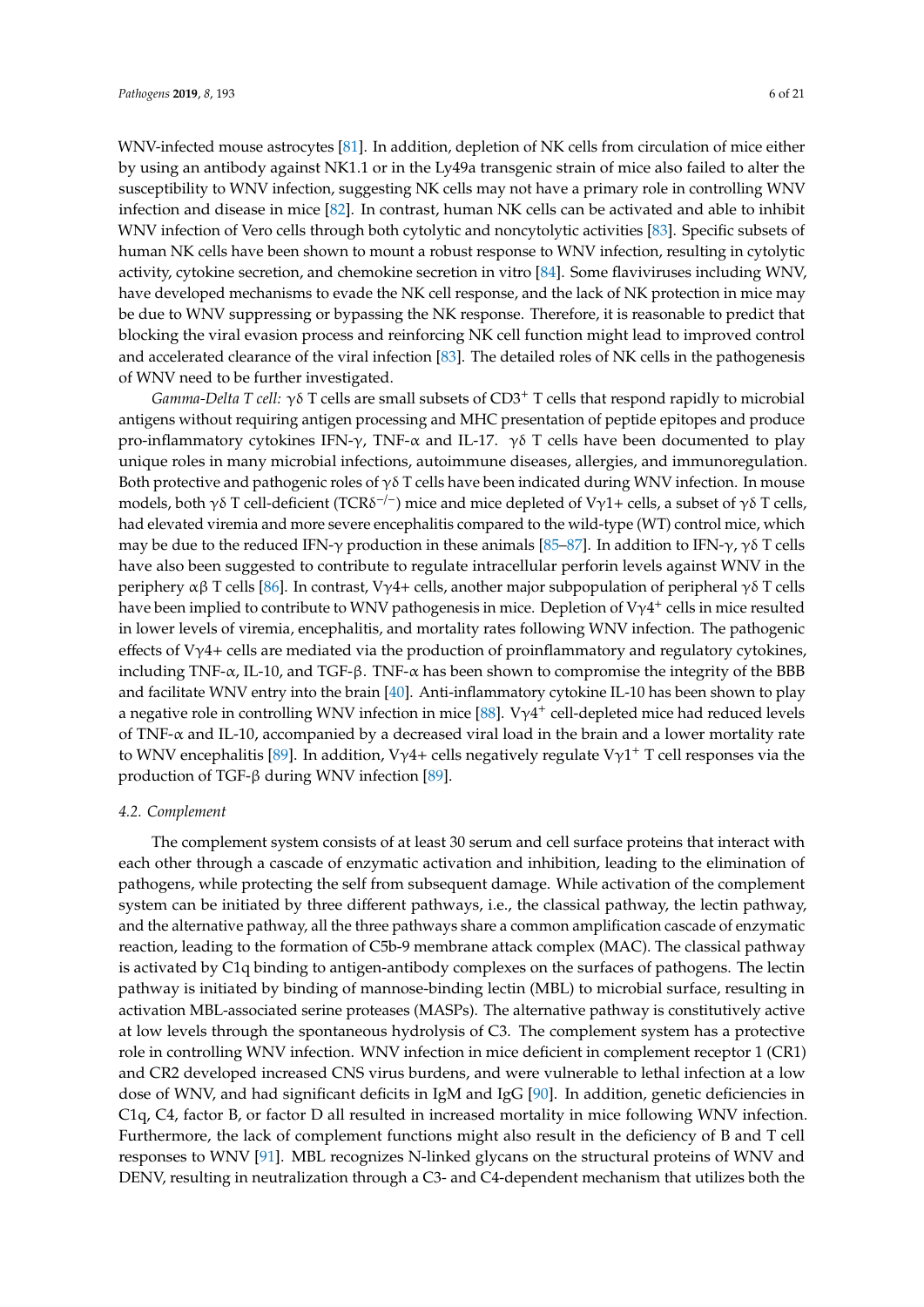WNV-infected mouse astrocytes [81]. In addition, depletion of NK cells from circulation of mice either by using an antibody against NK1.1 or in the Ly49a transgenic strain of mice also failed to alter the susceptibility to WNV infection, suggesting NK cells may not have a primary role in controlling WNV infection and disease in mice [82]. In contrast, human NK cells can be activated and able to inhibit WNV infection of Vero cells through both cytolytic and noncytolytic activities [83]. Specific subsets of human NK cells have been shown to mount a robust response to WNV infection, resulting in cytolytic activity, cytokine secretion, and chemokine secretion in vitro [84]. Some flaviviruses including WNV, have developed mechanisms to evade the NK cell response, and the lack of NK protection in mice may be due to WNV suppressing or bypassing the NK response. Therefore, it is reasonable to predict that blocking the viral evasion process and reinforcing NK cell function might lead to improved control and accelerated clearance of the viral infection [83]. The detailed roles of NK cells in the pathogenesis of WNV need to be further investigated.

*Gamma-Delta T cell:* γδ T cells are small subsets of $CD3^+$ T cells that respond rapidly to microbial antigens without requiring antigen processing and MHC presentation of peptide epitopes and produce pro-inflammatory cytokines IFN-γ, TNF-α and IL-17. γδ T cells have been documented to play unique roles in many microbial infections, autoimmune diseases, allergies, and immunoregulation. Both protective and pathogenic roles of γδ T cells have been indicated during WNV infection. In mouse models, both γδ T cell-deficient ($TCR\delta^{-/-}$) mice and mice depleted of Vγ1+ cells, a subset of γδ T cells, had elevated viremia and more severe encephalitis compared to the wild-type (WT) control mice, which may be due to the reduced IFN-γ production in these animals [85–87]. In addition to IFN-γ, γδ T cells have also been suggested to contribute to regulate intracellular perforin levels against WNV in the periphery αβ T cells [86]. In contrast, Vγ4+ cells, another major subpopulation of peripheral γδ T cells have been implied to contribute to WNV pathogenesis in mice. Depletion of $V\gamma4^+$ cells in mice resulted in lower levels of viremia, encephalitis, and mortality rates following WNV infection. The pathogenic effects of Vγ4+ cells are mediated via the production of proinflammatory and regulatory cytokines, including TNF-α, IL-10, and TGF-β. TNF-α has been shown to compromise the integrity of the BBB and facilitate WNV entry into the brain [40]. Anti-inflammatory cytokine IL-10 has been shown to play a negative role in controlling WNV infection in mice [88]. $V\gamma4^+$ cell-depleted mice had reduced levels of TNF-α and IL-10, accompanied by a decreased viral load in the brain and a lower mortality rate to WNV encephalitis [89]. In addition, Vγ4+ cells negatively regulate $V\gamma1^+$ T cell responses via the production of TGF-β during WNV infection [89].

### 4.2. Complement

The complement system consists of at least 30 serum and cell surface proteins that interact with each other through a cascade of enzymatic activation and inhibition, leading to the elimination of pathogens, while protecting the self from subsequent damage. While activation of the complement system can be initiated by three different pathways, i.e., the classical pathway, the lectin pathway, and the alternative pathway, all the three pathways share a common amplification cascade of enzymatic reaction, leading to the formation of C5b-9 membrane attack complex (MAC). The classical pathway is activated by C1q binding to antigen-antibody complexes on the surfaces of pathogens. The lectin pathway is initiated by binding of mannose-binding lectin (MBL) to microbial surface, resulting in activation MBL-associated serine proteases (MASPs). The alternative pathway is constitutively active at low levels through the spontaneous hydrolysis of C3. The complement system has a protective role in controlling WNV infection. WNV infection in mice deficient in complement receptor 1 (CR1) and CR2 developed increased CNS virus burdens, and were vulnerable to lethal infection at a low dose of WNV, and had significant deficits in IgM and IgG [90]. In addition, genetic deficiencies in C1q, C4, factor B, or factor D all resulted in increased mortality in mice following WNV infection. Furthermore, the lack of complement functions might also result in the deficiency of B and T cell responses to WNV [91]. MBL recognizes N-linked glycans on the structural proteins of WNV and DENV, resulting in neutralization through a C3- and C4-dependent mechanism that utilizes both the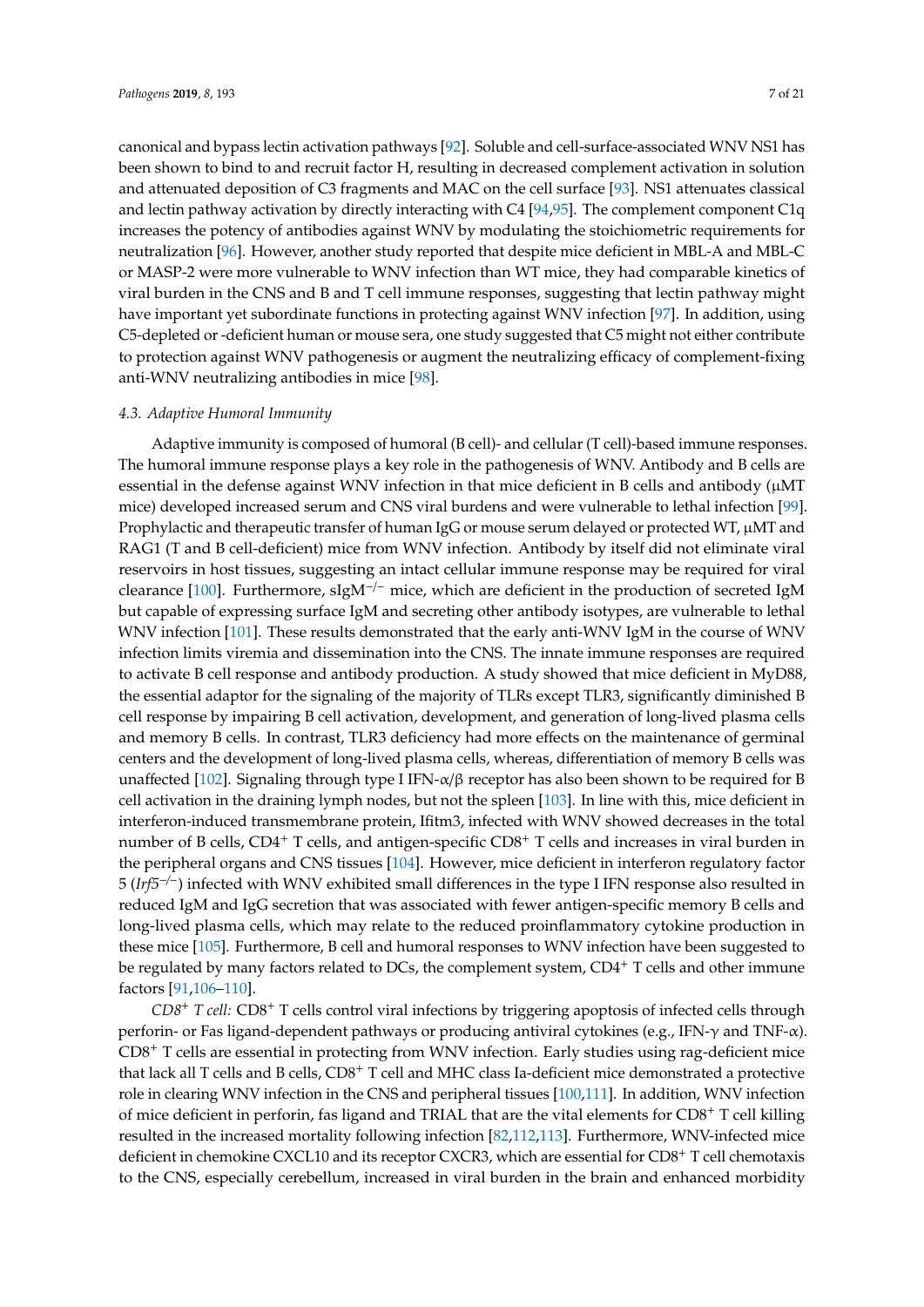canonical and bypass lectin activation pathways [92]. Soluble and cell-surface-associated WNV NS1 has been shown to bind to and recruit factor H, resulting in decreased complement activation in solution and attenuated deposition of C3 fragments and MAC on the cell surface [93]. NS1 attenuates classical and lectin pathway activation by directly interacting with C4 [94,95]. The complement component C1q increases the potency of antibodies against WNV by modulating the stoichiometric requirements for neutralization [96]. However, another study reported that despite mice deficient in MBL-A and MBL-C or MASP-2 were more vulnerable to WNV infection than WT mice, they had comparable kinetics of viral burden in the CNS and B and T cell immune responses, suggesting that lectin pathway might have important yet subordinate functions in protecting against WNV infection [97]. In addition, using C5-depleted or -deficient human or mouse sera, one study suggested that C5 might not either contribute to protection against WNV pathogenesis or augment the neutralizing efficacy of complement-fixing anti-WNV neutralizing antibodies in mice [98].

### 4.3. Adaptive Humoral Immunity

Adaptive immunity is composed of humoral (B cell)- and cellular (T cell)-based immune responses. The humoral immune response plays a key role in the pathogenesis of WNV. Antibody and B cells are essential in the defense against WNV infection in that mice deficient in B cells and antibody (μMT mice) developed increased serum and CNS viral burdens and were vulnerable to lethal infection [99]. Prophylactic and therapeutic transfer of human IgG or mouse serum delayed or protected WT, μMT and RAG1 (T and B cell-deficient) mice from WNV infection. Antibody by itself did not eliminate viral reservoirs in host tissues, suggesting an intact cellular immune response may be required for viral clearance [100]. Furthermore, sIgM$^{-/-}$ mice, which are deficient in the production of secreted IgM but capable of expressing surface IgM and secreting other antibody isotypes, are vulnerable to lethal WNV infection [101]. These results demonstrated that the early anti-WNV IgM in the course of WNV infection limits viremia and dissemination into the CNS. The innate immune responses are required to activate B cell response and antibody production. A study showed that mice deficient in MyD88, the essential adaptor for the signaling of the majority of TLRs except TLR3, significantly diminished B cell response by impairing B cell activation, development, and generation of long-lived plasma cells and memory B cells. In contrast, TLR3 deficiency had more effects on the maintenance of germinal centers and the development of long-lived plasma cells, whereas, differentiation of memory B cells was unaffected [102]. Signaling through type I IFN-α/β receptor has also been shown to be required for B cell activation in the draining lymph nodes, but not the spleen [103]. In line with this, mice deficient in interferon-induced transmembrane protein, Ifitm3, infected with WNV showed decreases in the total number of B cells, CD4$^{+}$ T cells, and antigen-specific CD8$^{+}$ T cells and increases in viral burden in the peripheral organs and CNS tissues [104]. However, mice deficient in interferon regulatory factor 5 (*Irf5*$^{-/-}$) infected with WNV exhibited small differences in the type I IFN response also resulted in reduced IgM and IgG secretion that was associated with fewer antigen-specific memory B cells and long-lived plasma cells, which may relate to the reduced proinflammatory cytokine production in these mice [105]. Furthermore, B cell and humoral responses to WNV infection have been suggested to be regulated by many factors related to DCs, the complement system, CD4$^{+}$ T cells and other immune factors [91,106–110].

*CD8$^{+}$ T cell:* CD8$^{+}$ T cells control viral infections by triggering apoptosis of infected cells through perforin- or Fas ligand-dependent pathways or producing antiviral cytokines (e.g., IFN-γ and TNF-α). CD8$^{+}$ T cells are essential in protecting from WNV infection. Early studies using rag-deficient mice that lack all T cells and B cells, CD8$^{+}$ T cell and MHC class Ia-deficient mice demonstrated a protective role in clearing WNV infection in the CNS and peripheral tissues [100,111]. In addition, WNV infection of mice deficient in perforin, fas ligand and TRIAL that are the vital elements for CD8$^{+}$ T cell killing resulted in the increased mortality following infection [82,112,113]. Furthermore, WNV-infected mice deficient in chemokine CXCL10 and its receptor CXCR3, which are essential for CD8$^{+}$ T cell chemotaxis to the CNS, especially cerebellum, increased in viral burden in the brain and enhanced morbidity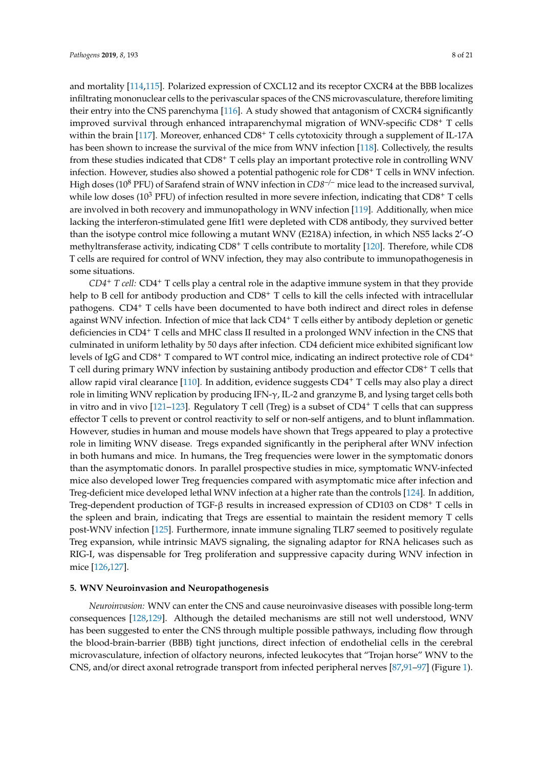and mortality [114,115]. Polarized expression of CXCL12 and its receptor CXCR4 at the BBB localizes infiltrating mononuclear cells to the perivascular spaces of the CNS microvasculature, therefore limiting their entry into the CNS parenchyma [116]. A study showed that antagonism of CXCR4 significantly improved survival through enhanced intraparenchymal migration of WNV-specific $CD8^+$ T cells within the brain [117]. Moreover, enhanced $CD8^+$ T cells cytotoxicity through a supplement of IL-17A has been shown to increase the survival of the mice from WNV infection [118]. Collectively, the results from these studies indicated that $CD8^+$ T cells play an important protective role in controlling WNV infection. However, studies also showed a potential pathogenic role for $CD8^+$ T cells in WNV infection. High doses ($10^8$ PFU) of Sarafend strain of WNV infection in *CD8*$^{-/-}$ mice lead to the increased survival, while low doses ($10^3$ PFU) of infection resulted in more severe infection, indicating that $CD8^+$ T cells are involved in both recovery and immunopathology in WNV infection [119]. Additionally, when mice lacking the interferon-stimulated gene Ifit1 were depleted with CD8 antibody, they survived better than the isotype control mice following a mutant WNV (E218A) infection, in which NS5 lacks 2′-O methyltransferase activity, indicating $CD8^+$ T cells contribute to mortality [120]. Therefore, while CD8 T cells are required for control of WNV infection, they may also contribute to immunopathogenesis in some situations.

*$CD4^+$ T cell:* $CD4^+$ T cells play a central role in the adaptive immune system in that they provide help to B cell for antibody production and $CD8^+$ T cells to kill the cells infected with intracellular pathogens. $CD4^+$ T cells have been documented to have both indirect and direct roles in defense against WNV infection. Infection of mice that lack $CD4^+$ T cells either by antibody depletion or genetic deficiencies in $CD4^+$ T cells and MHC class II resulted in a prolonged WNV infection in the CNS that culminated in uniform lethality by 50 days after infection. CD4 deficient mice exhibited significant low levels of IgG and $CD8^+$ T compared to WT control mice, indicating an indirect protective role of $CD4^+$ T cell during primary WNV infection by sustaining antibody production and effector $CD8^+$ T cells that allow rapid viral clearance [110]. In addition, evidence suggests $CD4^+$ T cells may also play a direct role in limiting WNV replication by producing IFN-$\gamma$, IL-2 and granzyme B, and lysing target cells both in vitro and in vivo [121–123]. Regulatory T cell (Treg) is a subset of $CD4^+$ T cells that can suppress effector T cells to prevent or control reactivity to self or non-self antigens, and to blunt inflammation. However, studies in human and mouse models have shown that Tregs appeared to play a protective role in limiting WNV disease. Tregs expanded significantly in the peripheral after WNV infection in both humans and mice. In humans, the Treg frequencies were lower in the symptomatic donors than the asymptomatic donors. In parallel prospective studies in mice, symptomatic WNV-infected mice also developed lower Treg frequencies compared with asymptomatic mice after infection and Treg-deficient mice developed lethal WNV infection at a higher rate than the controls [124]. In addition, Treg-dependent production of TGF-$\beta$ results in increased expression of CD103 on $CD8^+$ T cells in the spleen and brain, indicating that Tregs are essential to maintain the resident memory T cells post-WNV infection [125]. Furthermore, innate immune signaling TLR7 seemed to positively regulate Treg expansion, while intrinsic MAVS signaling, the signaling adaptor for RNA helicases such as RIG-I, was dispensable for Treg proliferation and suppressive capacity during WNV infection in mice [126,127].

## 5. WNV Neuroinvasion and Neuropathogenesis

*Neuroinvasion:* WNV can enter the CNS and cause neuroinvasive diseases with possible long-term consequences [128,129]. Although the detailed mechanisms are still not well understood, WNV has been suggested to enter the CNS through multiple possible pathways, including flow through the blood-brain-barrier (BBB) tight junctions, direct infection of endothelial cells in the cerebral microvasculature, infection of olfactory neurons, infected leukocytes that "Trojan horse" WNV to the CNS, and/or direct axonal retrograde transport from infected peripheral nerves [87,91–97] (Figure 1).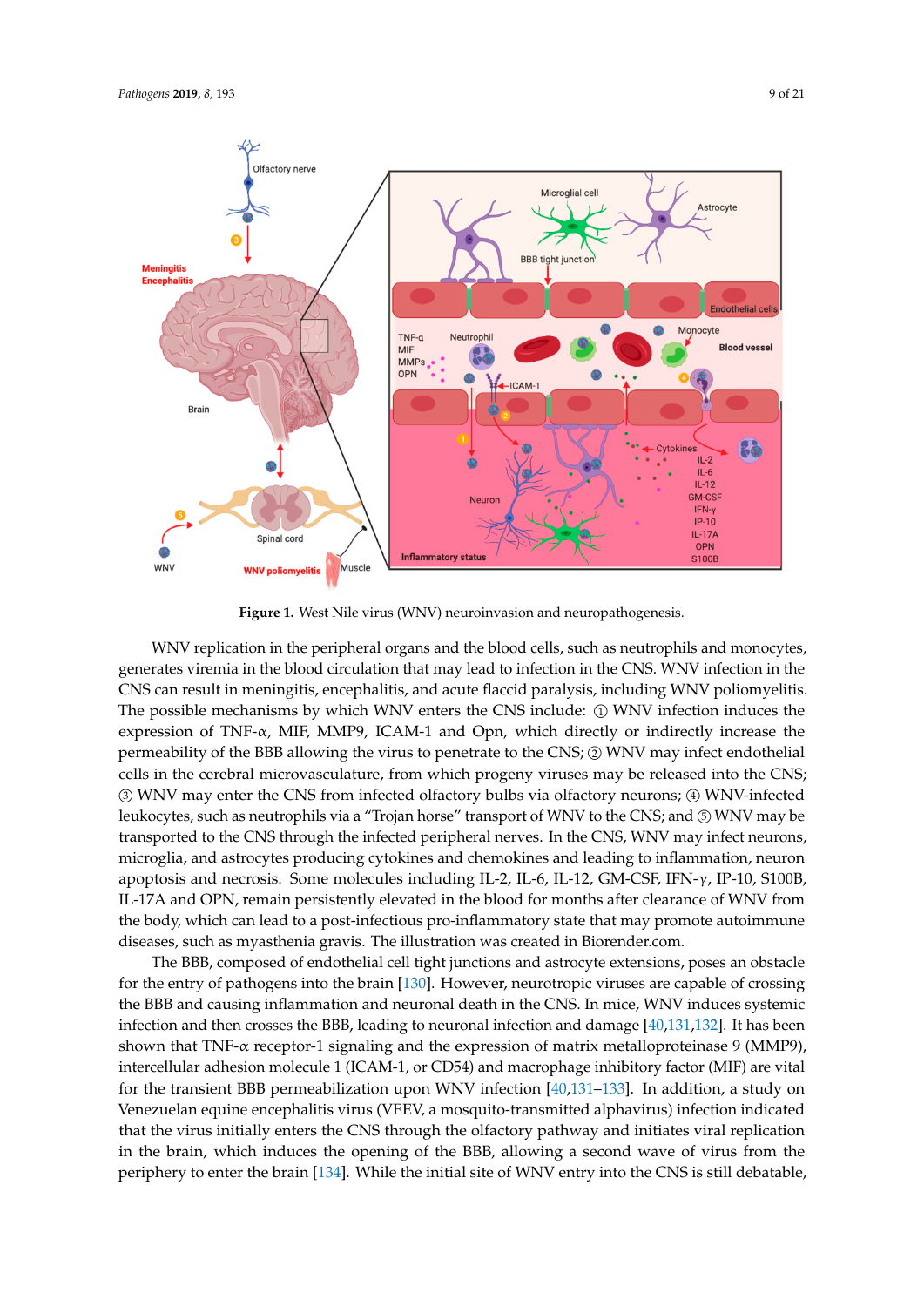**Figure 1.** West Nile virus (WNV) neuroinvasion and neuropathogenesis.

WNV replication in the peripheral organs and the blood cells, such as neutrophils and monocytes, generates viremia in the blood circulation that may lead to infection in the CNS. WNV infection in the CNS can result in meningitis, encephalitis, and acute flaccid paralysis, including WNV poliomyelitis. The possible mechanisms by which WNV enters the CNS include: ① WNV infection induces the expression of TNF-α, MIF, MMP9, ICAM-1 and Opn, which directly or indirectly increase the permeability of the BBB allowing the virus to penetrate to the CNS; ② WNV may infect endothelial cells in the cerebral microvasculature, from which progeny viruses may be released into the CNS; ③ WNV may enter the CNS from infected olfactory bulbs via olfactory neurons; ④ WNV-infected leukocytes, such as neutrophils via a "Trojan horse" transport of WNV to the CNS; and ⑤ WNV may be transported to the CNS through the infected peripheral nerves. In the CNS, WNV may infect neurons, microglia, and astrocytes producing cytokines and chemokines and leading to inflammation, neuron apoptosis and necrosis. Some molecules including IL-2, IL-6, IL-12, GM-CSF, IFN-γ, IP-10, S100B, IL-17A and OPN, remain persistently elevated in the blood for months after clearance of WNV from the body, which can lead to a post-infectious pro-inflammatory state that may promote autoimmune diseases, such as myasthenia gravis. The illustration was created in Biorender.com.

The BBB, composed of endothelial cell tight junctions and astrocyte extensions, poses an obstacle for the entry of pathogens into the brain [130]. However, neurotropic viruses are capable of crossing the BBB and causing inflammation and neuronal death in the CNS. In mice, WNV induces systemic infection and then crosses the BBB, leading to neuronal infection and damage [40,131,132]. It has been shown that TNF-α receptor-1 signaling and the expression of matrix metalloproteinase 9 (MMP9), intercellular adhesion molecule 1 (ICAM-1, or CD54) and macrophage inhibitory factor (MIF) are vital for the transient BBB permeabilization upon WNV infection [40,131–133]. In addition, a study on Venezuelan equine encephalitis virus (VEEV, a mosquito-transmitted alphavirus) infection indicated that the virus initially enters the CNS through the olfactory pathway and initiates viral replication in the brain, which induces the opening of the BBB, allowing a second wave of virus from the periphery to enter the brain [134]. While the initial site of WNV entry into the CNS is still debatable,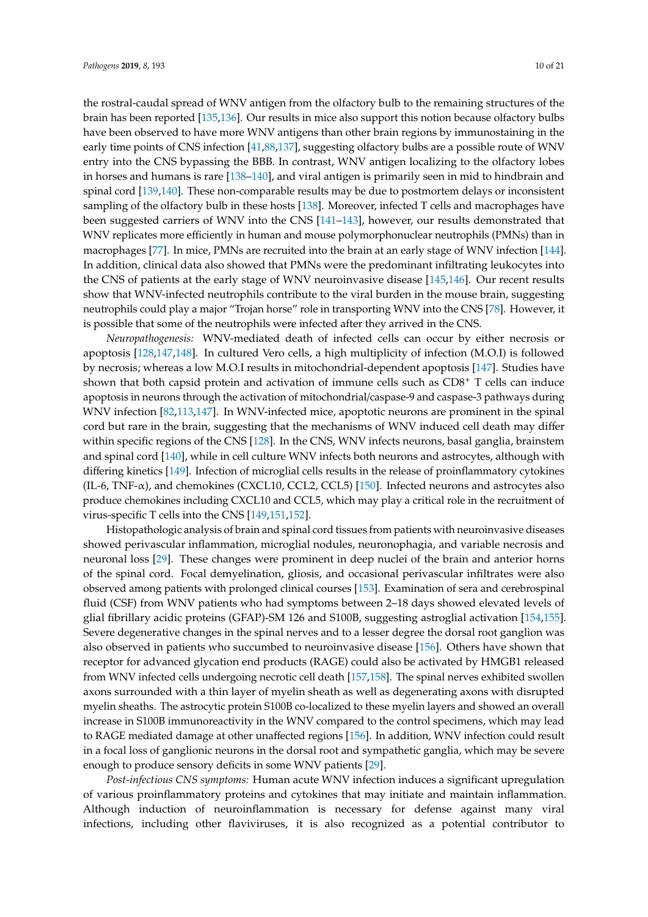the rostral-caudal spread of WNV antigen from the olfactory bulb to the remaining structures of the brain has been reported [135,136]. Our results in mice also support this notion because olfactory bulbs have been observed to have more WNV antigens than other brain regions by immunostaining in the early time points of CNS infection [41,88,137], suggesting olfactory bulbs are a possible route of WNV entry into the CNS bypassing the BBB. In contrast, WNV antigen localizing to the olfactory lobes in horses and humans is rare [138–140], and viral antigen is primarily seen in mid to hindbrain and spinal cord [139,140]. These non-comparable results may be due to postmortem delays or inconsistent sampling of the olfactory bulb in these hosts [138]. Moreover, infected T cells and macrophages have been suggested carriers of WNV into the CNS [141–143], however, our results demonstrated that WNV replicates more efficiently in human and mouse polymorphonuclear neutrophils (PMNs) than in macrophages [77]. In mice, PMNs are recruited into the brain at an early stage of WNV infection [144]. In addition, clinical data also showed that PMNs were the predominant infiltrating leukocytes into the CNS of patients at the early stage of WNV neuroinvasive disease [145,146]. Our recent results show that WNV-infected neutrophils contribute to the viral burden in the mouse brain, suggesting neutrophils could play a major "Trojan horse" role in transporting WNV into the CNS [78]. However, it is possible that some of the neutrophils were infected after they arrived in the CNS.

*Neuropathogenesis:* WNV-mediated death of infected cells can occur by either necrosis or apoptosis [128,147,148]. In cultured Vero cells, a high multiplicity of infection (M.O.I) is followed by necrosis; whereas a low M.O.I results in mitochondrial-dependent apoptosis [147]. Studies have shown that both capsid protein and activation of immune cells such as CD8$^+$ T cells can induce apoptosis in neurons through the activation of mitochondrial/caspase-9 and caspase-3 pathways during WNV infection [82,113,147]. In WNV-infected mice, apoptotic neurons are prominent in the spinal cord but rare in the brain, suggesting that the mechanisms of WNV induced cell death may differ within specific regions of the CNS [128]. In the CNS, WNV infects neurons, basal ganglia, brainstem and spinal cord [140], while in cell culture WNV infects both neurons and astrocytes, although with differing kinetics [149]. Infection of microglial cells results in the release of proinflammatory cytokines (IL-6, TNF-α), and chemokines (CXCL10, CCL2, CCL5) [150]. Infected neurons and astrocytes also produce chemokines including CXCL10 and CCL5, which may play a critical role in the recruitment of virus-specific T cells into the CNS [149,151,152].

Histopathologic analysis of brain and spinal cord tissues from patients with neuroinvasive diseases showed perivascular inflammation, microglial nodules, neuronophagia, and variable necrosis and neuronal loss [29]. These changes were prominent in deep nuclei of the brain and anterior horns of the spinal cord. Focal demyelination, gliosis, and occasional perivascular infiltrates were also observed among patients with prolonged clinical courses [153]. Examination of sera and cerebrospinal fluid (CSF) from WNV patients who had symptoms between 2–18 days showed elevated levels of glial fibrillary acidic proteins (GFAP)-SM 126 and S100B, suggesting astroglial activation [154,155]. Severe degenerative changes in the spinal nerves and to a lesser degree the dorsal root ganglion was also observed in patients who succumbed to neuroinvasive disease [156]. Others have shown that receptor for advanced glycation end products (RAGE) could also be activated by HMGB1 released from WNV infected cells undergoing necrotic cell death [157,158]. The spinal nerves exhibited swollen axons surrounded with a thin layer of myelin sheath as well as degenerating axons with disrupted myelin sheaths. The astrocytic protein S100B co-localized to these myelin layers and showed an overall increase in S100B immunoreactivity in the WNV compared to the control specimens, which may lead to RAGE mediated damage at other unaffected regions [156]. In addition, WNV infection could result in a focal loss of ganglionic neurons in the dorsal root and sympathetic ganglia, which may be severe enough to produce sensory deficits in some WNV patients [29].

*Post-infectious CNS symptoms:* Human acute WNV infection induces a significant upregulation of various proinflammatory proteins and cytokines that may initiate and maintain inflammation. Although induction of neuroinflammation is necessary for defense against many viral infections, including other flaviviruses, it is also recognized as a potential contributor to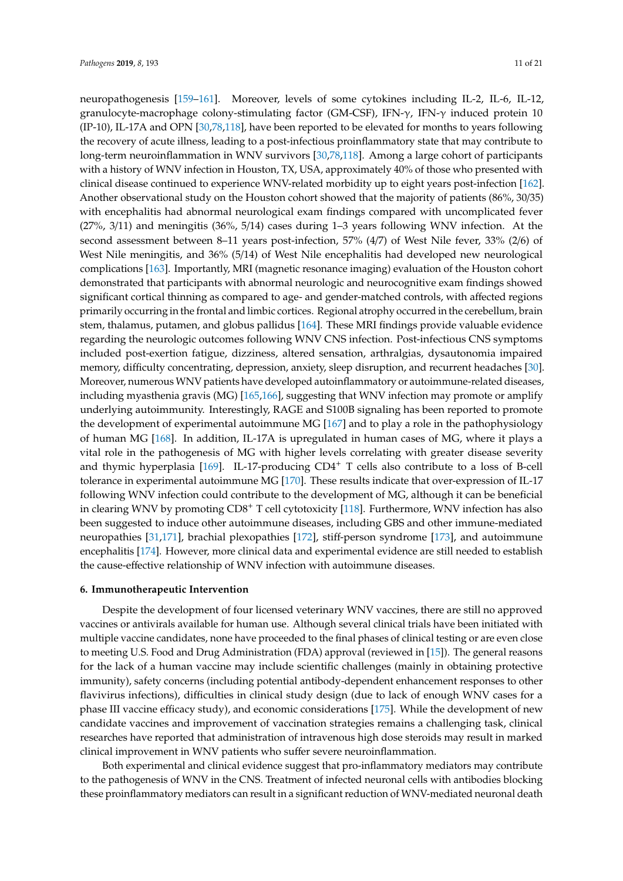neuropathogenesis [159–161]. Moreover, levels of some cytokines including IL-2, IL-6, IL-12, granulocyte-macrophage colony-stimulating factor (GM-CSF), IFN-γ, IFN-γ induced protein 10 (IP-10), IL-17A and OPN [30,78,118], have been reported to be elevated for months to years following the recovery of acute illness, leading to a post-infectious proinflammatory state that may contribute to long-term neuroinflammation in WNV survivors [30,78,118]. Among a large cohort of participants with a history of WNV infection in Houston, TX, USA, approximately 40% of those who presented with clinical disease continued to experience WNV-related morbidity up to eight years post-infection [162]. Another observational study on the Houston cohort showed that the majority of patients (86%, 30/35) with encephalitis had abnormal neurological exam findings compared with uncomplicated fever (27%, 3/11) and meningitis (36%, 5/14) cases during 1–3 years following WNV infection. At the second assessment between 8–11 years post-infection, 57% (4/7) of West Nile fever, 33% (2/6) of West Nile meningitis, and 36% (5/14) of West Nile encephalitis had developed new neurological complications [163]. Importantly, MRI (magnetic resonance imaging) evaluation of the Houston cohort demonstrated that participants with abnormal neurologic and neurocognitive exam findings showed significant cortical thinning as compared to age- and gender-matched controls, with affected regions primarily occurring in the frontal and limbic cortices. Regional atrophy occurred in the cerebellum, brain stem, thalamus, putamen, and globus pallidus [164]. These MRI findings provide valuable evidence regarding the neurologic outcomes following WNV CNS infection. Post-infectious CNS symptoms included post-exertion fatigue, dizziness, altered sensation, arthralgias, dysautonomia impaired memory, difficulty concentrating, depression, anxiety, sleep disruption, and recurrent headaches [30]. Moreover, numerous WNV patients have developed autoinflammatory or autoimmune-related diseases, including myasthenia gravis (MG) [165,166], suggesting that WNV infection may promote or amplify underlying autoimmunity. Interestingly, RAGE and S100B signaling has been reported to promote the development of experimental autoimmune MG [167] and to play a role in the pathophysiology of human MG [168]. In addition, IL-17A is upregulated in human cases of MG, where it plays a vital role in the pathogenesis of MG with higher levels correlating with greater disease severity and thymic hyperplasia [169]. IL-17-producing CD4$^+$ T cells also contribute to a loss of B-cell tolerance in experimental autoimmune MG [170]. These results indicate that over-expression of IL-17 following WNV infection could contribute to the development of MG, although it can be beneficial in clearing WNV by promoting CD8$^+$ T cell cytotoxicity [118]. Furthermore, WNV infection has also been suggested to induce other autoimmune diseases, including GBS and other immune-mediated neuropathies [31,171], brachial plexopathies [172], stiff-person syndrome [173], and autoimmune encephalitis [174]. However, more clinical data and experimental evidence are still needed to establish the cause-effective relationship of WNV infection with autoimmune diseases.

### 6. Immunotherapeutic Intervention

Despite the development of four licensed veterinary WNV vaccines, there are still no approved vaccines or antivirals available for human use. Although several clinical trials have been initiated with multiple vaccine candidates, none have proceeded to the final phases of clinical testing or are even close to meeting U.S. Food and Drug Administration (FDA) approval (reviewed in [15]). The general reasons for the lack of a human vaccine may include scientific challenges (mainly in obtaining protective immunity), safety concerns (including potential antibody-dependent enhancement responses to other flavivirus infections), difficulties in clinical study design (due to lack of enough WNV cases for a phase III vaccine efficacy study), and economic considerations [175]. While the development of new candidate vaccines and improvement of vaccination strategies remains a challenging task, clinical researches have reported that administration of intravenous high dose steroids may result in marked clinical improvement in WNV patients who suffer severe neuroinflammation.

Both experimental and clinical evidence suggest that pro-inflammatory mediators may contribute to the pathogenesis of WNV in the CNS. Treatment of infected neuronal cells with antibodies blocking these proinflammatory mediators can result in a significant reduction of WNV-mediated neuronal death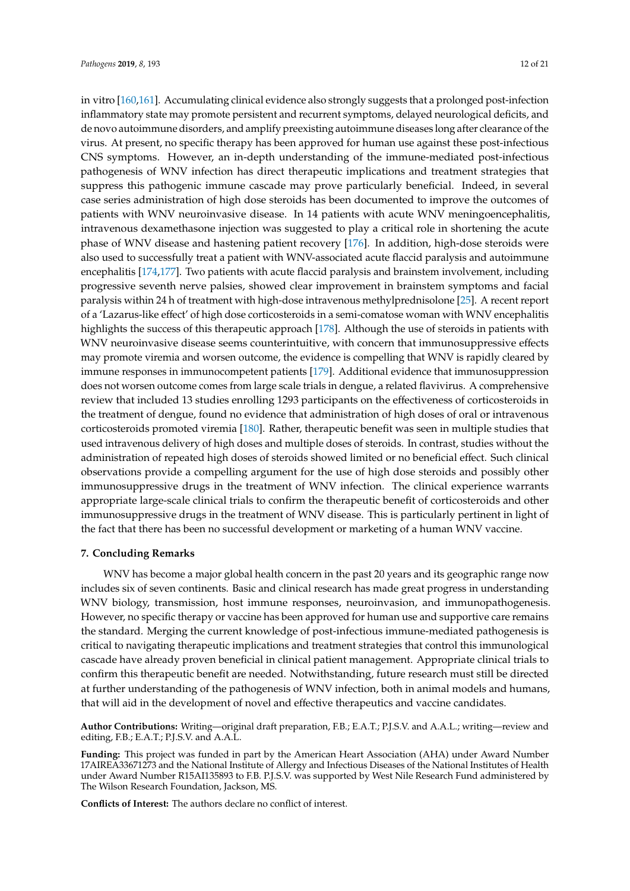in vitro [160,161]. Accumulating clinical evidence also strongly suggests that a prolonged post-infection inflammatory state may promote persistent and recurrent symptoms, delayed neurological deficits, and de novo autoimmune disorders, and amplify preexisting autoimmune diseases long after clearance of the virus. At present, no specific therapy has been approved for human use against these post-infectious CNS symptoms. However, an in-depth understanding of the immune-mediated post-infectious pathogenesis of WNV infection has direct therapeutic implications and treatment strategies that suppress this pathogenic immune cascade may prove particularly beneficial. Indeed, in several case series administration of high dose steroids has been documented to improve the outcomes of patients with WNV neuroinvasive disease. In 14 patients with acute WNV meningoencephalitis, intravenous dexamethasone injection was suggested to play a critical role in shortening the acute phase of WNV disease and hastening patient recovery [176]. In addition, high-dose steroids were also used to successfully treat a patient with WNV-associated acute flaccid paralysis and autoimmune encephalitis [174,177]. Two patients with acute flaccid paralysis and brainstem involvement, including progressive seventh nerve palsies, showed clear improvement in brainstem symptoms and facial paralysis within 24 h of treatment with high-dose intravenous methylprednisolone [25]. A recent report of a 'Lazarus-like effect' of high dose corticosteroids in a semi-comatose woman with WNV encephalitis highlights the success of this therapeutic approach [178]. Although the use of steroids in patients with WNV neuroinvasive disease seems counterintuitive, with concern that immunosuppressive effects may promote viremia and worsen outcome, the evidence is compelling that WNV is rapidly cleared by immune responses in immunocompetent patients [179]. Additional evidence that immunosuppression does not worsen outcome comes from large scale trials in dengue, a related flavivirus. A comprehensive review that included 13 studies enrolling 1293 participants on the effectiveness of corticosteroids in the treatment of dengue, found no evidence that administration of high doses of oral or intravenous corticosteroids promoted viremia [180]. Rather, therapeutic benefit was seen in multiple studies that used intravenous delivery of high doses and multiple doses of steroids. In contrast, studies without the administration of repeated high doses of steroids showed limited or no beneficial effect. Such clinical observations provide a compelling argument for the use of high dose steroids and possibly other immunosuppressive drugs in the treatment of WNV infection. The clinical experience warrants appropriate large-scale clinical trials to confirm the therapeutic benefit of corticosteroids and other immunosuppressive drugs in the treatment of WNV disease. This is particularly pertinent in light of the fact that there has been no successful development or marketing of a human WNV vaccine.

## 7. Concluding Remarks

WNV has become a major global health concern in the past 20 years and its geographic range now includes six of seven continents. Basic and clinical research has made great progress in understanding WNV biology, transmission, host immune responses, neuroinvasion, and immunopathogenesis. However, no specific therapy or vaccine has been approved for human use and supportive care remains the standard. Merging the current knowledge of post-infectious immune-mediated pathogenesis is critical to navigating therapeutic implications and treatment strategies that control this immunological cascade have already proven beneficial in clinical patient management. Appropriate clinical trials to confirm this therapeutic benefit are needed. Notwithstanding, future research must still be directed at further understanding of the pathogenesis of WNV infection, both in animal models and humans, that will aid in the development of novel and effective therapeutics and vaccine candidates.

**Author Contributions:** Writing—original draft preparation, F.B.; E.A.T.; P.J.S.V. and A.A.L.; writing—review and editing, F.B.; E.A.T.; P.J.S.V. and A.A.L.

**Funding:** This project was funded in part by the American Heart Association (AHA) under Award Number 17AIREA33671273 and the National Institute of Allergy and Infectious Diseases of the National Institutes of Health under Award Number R15AI135893 to F.B. P.J.S.V. was supported by West Nile Research Fund administered by The Wilson Research Foundation, Jackson, MS.

**Conflicts of Interest:** The authors declare no conflict of interest.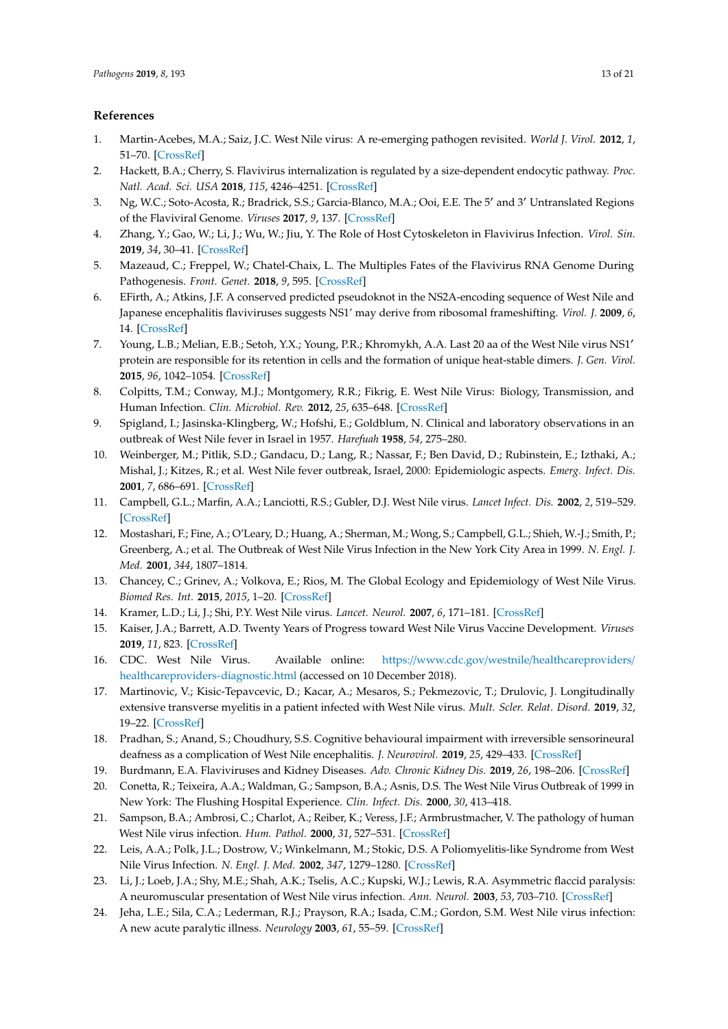## References

1. Martin-Acebes, M.A.; Saiz, J.C. West Nile virus: A re-emerging pathogen revisited. *World J. Virol.* **2012**, *1*, 51–70. [CrossRef]
2. Hackett, B.A.; Cherry, S. Flavivirus internalization is regulated by a size-dependent endocytic pathway. *Proc. Natl. Acad. Sci. USA* **2018**, *115*, 4246–4251. [CrossRef]
3. Ng, W.C.; Soto-Acosta, R.; Bradrick, S.S.; Garcia-Blanco, M.A.; Ooi, E.E. The 5′ and 3′ Untranslated Regions of the Flaviviral Genome. *Viruses* **2017**, *9*, 137. [CrossRef]
4. Zhang, Y.; Gao, W.; Li, J.; Wu, W.; Jiu, Y. The Role of Host Cytoskeleton in Flavivirus Infection. *Virol. Sin.* **2019**, *34*, 30–41. [CrossRef]
5. Mazeaud, C.; Freppel, W.; Chatel-Chaix, L. The Multiples Fates of the Flavivirus RNA Genome During Pathogenesis. *Front. Genet.* **2018**, *9*, 595. [CrossRef]
6. EFirth, A.; Atkins, J.F. A conserved predicted pseudoknot in the NS2A-encoding sequence of West Nile and Japanese encephalitis flaviviruses suggests NS1′ may derive from ribosomal frameshifting. *Virol. J.* **2009**, *6*, 14. [CrossRef]
7. Young, L.B.; Melian, E.B.; Setoh, Y.X.; Young, P.R.; Khromykh, A.A. Last 20 aa of the West Nile virus NS1′ protein are responsible for its retention in cells and the formation of unique heat-stable dimers. *J. Gen. Virol.* **2015**, *96*, 1042–1054. [CrossRef]
8. Colpitts, T.M.; Conway, M.J.; Montgomery, R.R.; Fikrig, E. West Nile Virus: Biology, Transmission, and Human Infection. *Clin. Microbiol. Rev.* **2012**, *25*, 635–648. [CrossRef]
9. Spigland, I.; Jasinska-Klingberg, W.; Hofshi, E.; Goldblum, N. Clinical and laboratory observations in an outbreak of West Nile fever in Israel in 1957. *Harefuah* **1958**, *54*, 275–280.
10. Weinberger, M.; Pitlik, S.D.; Gandacu, D.; Lang, R.; Nassar, F.; Ben David, D.; Rubinstein, E.; Izthaki, A.; Mishal, J.; Kitzes, R.; et al. West Nile fever outbreak, Israel, 2000: Epidemiologic aspects. *Emerg. Infect. Dis.* **2001**, *7*, 686–691. [CrossRef]
11. Campbell, G.L.; Marfin, A.A.; Lanciotti, R.S.; Gubler, D.J. West Nile virus. *Lancet Infect. Dis.* **2002**, *2*, 519–529. [CrossRef]
12. Mostashari, F.; Fine, A.; O'Leary, D.; Huang, A.; Sherman, M.; Wong, S.; Campbell, G.L.; Shieh, W.-J.; Smith, P.; Greenberg, A.; et al. The Outbreak of West Nile Virus Infection in the New York City Area in 1999. *N. Engl. J. Med.* **2001**, *344*, 1807–1814.
13. Chancey, C.; Grinev, A.; Volkova, E.; Rios, M. The Global Ecology and Epidemiology of West Nile Virus. *Biomed Res. Int.* **2015**, *2015*, 1–20. [CrossRef]
14. Kramer, L.D.; Li, J.; Shi, P.Y. West Nile virus. *Lancet. Neurol.* **2007**, *6*, 171–181. [CrossRef]
15. Kaiser, J.A.; Barrett, A.D. Twenty Years of Progress toward West Nile Virus Vaccine Development. *Viruses* **2019**, *11*, 823. [CrossRef]
16. CDC. West Nile Virus. Available online: https://www.cdc.gov/westnile/healthcareproviders/healthcareproviders-diagnostic.html (accessed on 10 December 2018).
17. Martinovic, V.; Kisic-Tepavcevic, D.; Kacar, A.; Mesaros, S.; Pekmezovic, T.; Drulovic, J. Longitudinally extensive transverse myelitis in a patient infected with West Nile virus. *Mult. Scler. Relat. Disord.* **2019**, *32*, 19–22. [CrossRef]
18. Pradhan, S.; Anand, S.; Choudhury, S.S. Cognitive behavioural impairment with irreversible sensorineural deafness as a complication of West Nile encephalitis. *J. Neurovirol.* **2019**, *25*, 429–433. [CrossRef]
19. Burdmann, E.A. Flaviviruses and Kidney Diseases. *Adv. Chronic Kidney Dis.* **2019**, *26*, 198–206. [CrossRef]
20. Conetta, R.; Teixeira, A.A.; Waldman, G.; Sampson, B.A.; Asnis, D.S. The West Nile Virus Outbreak of 1999 in New York: The Flushing Hospital Experience. *Clin. Infect. Dis.* **2000**, *30*, 413–418.
21. Sampson, B.A.; Ambrosi, C.; Charlot, A.; Reiber, K.; Veress, J.F.; Armbrustmacher, V. The pathology of human West Nile virus infection. *Hum. Pathol.* **2000**, *31*, 527–531. [CrossRef]
22. Leis, A.A.; Polk, J.L.; Dostrow, V.; Winkelmann, M.; Stokic, D.S. A Poliomyelitis-like Syndrome from West Nile Virus Infection. *N. Engl. J. Med.* **2002**, *347*, 1279–1280. [CrossRef]
23. Li, J.; Loeb, J.A.; Shy, M.E.; Shah, A.K.; Tselis, A.C.; Kupski, W.J.; Lewis, R.A. Asymmetric flaccid paralysis: A neuromuscular presentation of West Nile virus infection. *Ann. Neurol.* **2003**, *53*, 703–710. [CrossRef]
24. Jeha, L.E.; Sila, C.A.; Lederman, R.J.; Prayson, R.A.; Isada, C.M.; Gordon, S.M. West Nile virus infection: A new acute paralytic illness. *Neurology* **2003**, *61*, 55–59. [CrossRef]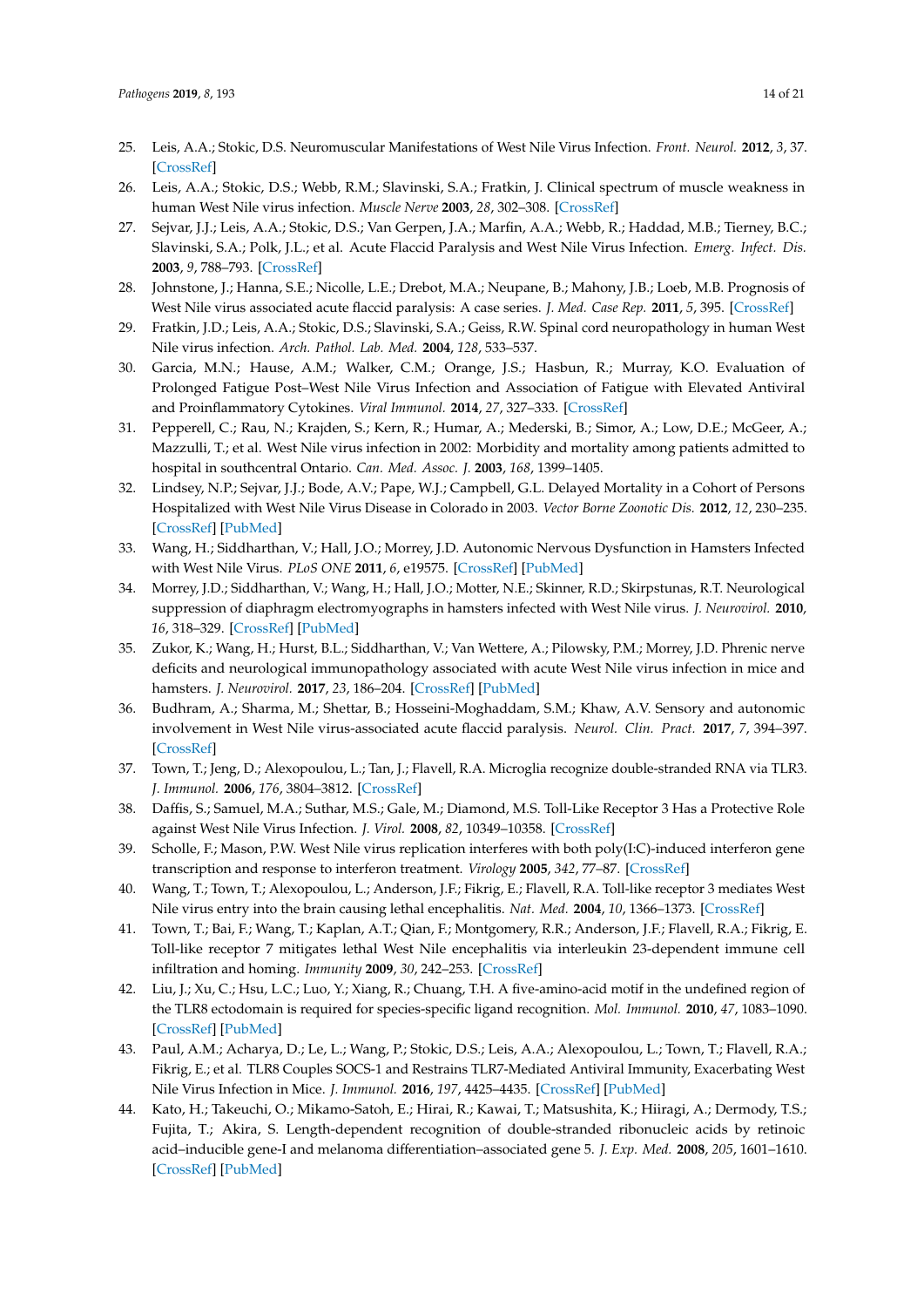25. Leis, A.A.; Stokic, D.S. Neuromuscular Manifestations of West Nile Virus Infection. *Front. Neurol.* **2012**, *3*, 37. [CrossRef]
26. Leis, A.A.; Stokic, D.S.; Webb, R.M.; Slavinski, S.A.; Fratkin, J. Clinical spectrum of muscle weakness in human West Nile virus infection. *Muscle Nerve* **2003**, *28*, 302–308. [CrossRef]
27. Sejvar, J.J.; Leis, A.A.; Stokic, D.S.; Van Gerpen, J.A.; Marfin, A.A.; Webb, R.; Haddad, M.B.; Tierney, B.C.; Slavinski, S.A.; Polk, J.L.; et al. Acute Flaccid Paralysis and West Nile Virus Infection. *Emerg. Infect. Dis.* **2003**, *9*, 788–793. [CrossRef]
28. Johnstone, J.; Hanna, S.E.; Nicolle, L.E.; Drebot, M.A.; Neupane, B.; Mahony, J.B.; Loeb, M.B. Prognosis of West Nile virus associated acute flaccid paralysis: A case series. *J. Med. Case Rep.* **2011**, *5*, 395. [CrossRef]
29. Fratkin, J.D.; Leis, A.A.; Stokic, D.S.; Slavinski, S.A.; Geiss, R.W. Spinal cord neuropathology in human West Nile virus infection. *Arch. Pathol. Lab. Med.* **2004**, *128*, 533–537.
30. Garcia, M.N.; Hause, A.M.; Walker, C.M.; Orange, J.S.; Hasbun, R.; Murray, K.O. Evaluation of Prolonged Fatigue Post–West Nile Virus Infection and Association of Fatigue with Elevated Antiviral and Proinflammatory Cytokines. *Viral Immunol.* **2014**, *27*, 327–333. [CrossRef]
31. Pepperell, C.; Rau, N.; Krajden, S.; Kern, R.; Humar, A.; Mederski, B.; Simor, A.; Low, D.E.; McGeer, A.; Mazzulli, T.; et al. West Nile virus infection in 2002: Morbidity and mortality among patients admitted to hospital in southcentral Ontario. *Can. Med. Assoc. J.* **2003**, *168*, 1399–1405.
32. Lindsey, N.P.; Sejvar, J.J.; Bode, A.V.; Pape, W.J.; Campbell, G.L. Delayed Mortality in a Cohort of Persons Hospitalized with West Nile Virus Disease in Colorado in 2003. *Vector Borne Zoonotic Dis.* **2012**, *12*, 230–235. [CrossRef] [PubMed]
33. Wang, H.; Siddharthan, V.; Hall, J.O.; Morrey, J.D. Autonomic Nervous Dysfunction in Hamsters Infected with West Nile Virus. *PLoS ONE* **2011**, *6*, e19575. [CrossRef] [PubMed]
34. Morrey, J.D.; Siddharthan, V.; Wang, H.; Hall, J.O.; Motter, N.E.; Skinner, R.D.; Skirpstunas, R.T. Neurological suppression of diaphragm electromyographs in hamsters infected with West Nile virus. *J. Neurovirol.* **2010**, *16*, 318–329. [CrossRef] [PubMed]
35. Zukor, K.; Wang, H.; Hurst, B.L.; Siddharthan, V.; Van Wettere, A.; Pilowsky, P.M.; Morrey, J.D. Phrenic nerve deficits and neurological immunopathology associated with acute West Nile virus infection in mice and hamsters. *J. Neurovirol.* **2017**, *23*, 186–204. [CrossRef] [PubMed]
36. Budhram, A.; Sharma, M.; Shettar, B.; Hosseini-Moghaddam, S.M.; Khaw, A.V. Sensory and autonomic involvement in West Nile virus-associated acute flaccid paralysis. *Neurol. Clin. Pract.* **2017**, *7*, 394–397. [CrossRef]
37. Town, T.; Jeng, D.; Alexopoulou, L.; Tan, J.; Flavell, R.A. Microglia recognize double-stranded RNA via TLR3. *J. Immunol.* **2006**, *176*, 3804–3812. [CrossRef]
38. Daffis, S.; Samuel, M.A.; Suthar, M.S.; Gale, M.; Diamond, M.S. Toll-Like Receptor 3 Has a Protective Role against West Nile Virus Infection. *J. Virol.* **2008**, *82*, 10349–10358. [CrossRef]
39. Scholle, F.; Mason, P.W. West Nile virus replication interferes with both poly(I:C)-induced interferon gene transcription and response to interferon treatment. *Virology* **2005**, *342*, 77–87. [CrossRef]
40. Wang, T.; Town, T.; Alexopoulou, L.; Anderson, J.F.; Fikrig, E.; Flavell, R.A. Toll-like receptor 3 mediates West Nile virus entry into the brain causing lethal encephalitis. *Nat. Med.* **2004**, *10*, 1366–1373. [CrossRef]
41. Town, T.; Bai, F.; Wang, T.; Kaplan, A.T.; Qian, F.; Montgomery, R.R.; Anderson, J.F.; Flavell, R.A.; Fikrig, E. Toll-like receptor 7 mitigates lethal West Nile encephalitis via interleukin 23-dependent immune cell infiltration and homing. *Immunity* **2009**, *30*, 242–253. [CrossRef]
42. Liu, J.; Xu, C.; Hsu, L.C.; Luo, Y.; Xiang, R.; Chuang, T.H. A five-amino-acid motif in the undefined region of the TLR8 ectodomain is required for species-specific ligand recognition. *Mol. Immunol.* **2010**, *47*, 1083–1090. [CrossRef] [PubMed]
43. Paul, A.M.; Acharya, D.; Le, L.; Wang, P.; Stokic, D.S.; Leis, A.A.; Alexopoulou, L.; Town, T.; Flavell, R.A.; Fikrig, E.; et al. TLR8 Couples SOCS-1 and Restrains TLR7-Mediated Antiviral Immunity, Exacerbating West Nile Virus Infection in Mice. *J. Immunol.* **2016**, *197*, 4425–4435. [CrossRef] [PubMed]
44. Kato, H.; Takeuchi, O.; Mikamo-Satoh, E.; Hirai, R.; Kawai, T.; Matsushita, K.; Hiiragi, A.; Dermody, T.S.; Fujita, T.; Akira, S. Length-dependent recognition of double-stranded ribonucleic acids by retinoic acid–inducible gene-I and melanoma differentiation–associated gene 5. *J. Exp. Med.* **2008**, *205*, 1601–1610. [CrossRef] [PubMed]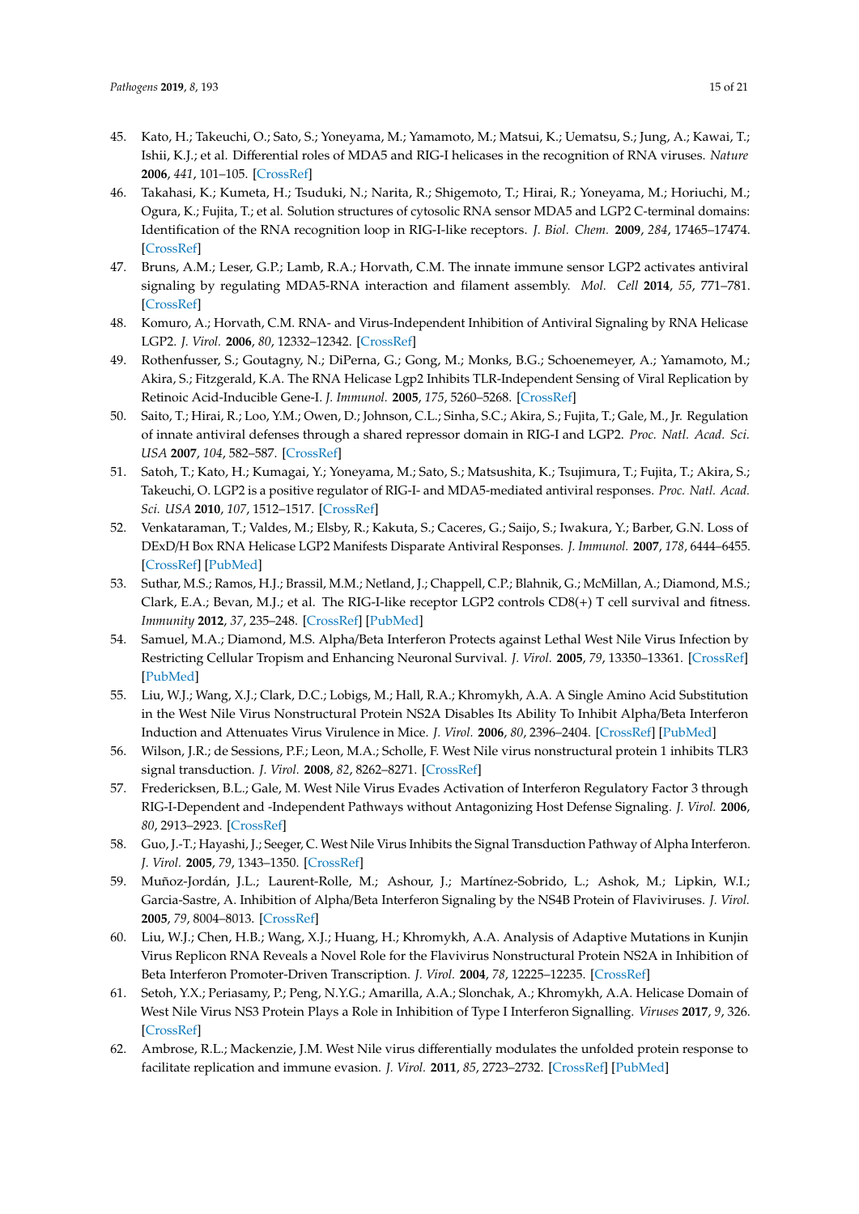45. Kato, H.; Takeuchi, O.; Sato, S.; Yoneyama, M.; Yamamoto, M.; Matsui, K.; Uematsu, S.; Jung, A.; Kawai, T.; Ishii, K.J.; et al. Differential roles of MDA5 and RIG-I helicases in the recognition of RNA viruses. *Nature* **2006**, *441*, 101–105. [CrossRef]
46. Takahasi, K.; Kumeta, H.; Tsuduki, N.; Narita, R.; Shigemoto, T.; Hirai, R.; Yoneyama, M.; Horiuchi, M.; Ogura, K.; Fujita, T.; et al. Solution structures of cytosolic RNA sensor MDA5 and LGP2 C-terminal domains: Identification of the RNA recognition loop in RIG-I-like receptors. *J. Biol. Chem.* **2009**, *284*, 17465–17474. [CrossRef]
47. Bruns, A.M.; Leser, G.P.; Lamb, R.A.; Horvath, C.M. The innate immune sensor LGP2 activates antiviral signaling by regulating MDA5-RNA interaction and filament assembly. *Mol. Cell* **2014**, *55*, 771–781. [CrossRef]
48. Komuro, A.; Horvath, C.M. RNA- and Virus-Independent Inhibition of Antiviral Signaling by RNA Helicase LGP2. *J. Virol.* **2006**, *80*, 12332–12342. [CrossRef]
49. Rothenfusser, S.; Goutagny, N.; DiPerna, G.; Gong, M.; Monks, B.G.; Schoenemeyer, A.; Yamamoto, M.; Akira, S.; Fitzgerald, K.A. The RNA Helicase Lgp2 Inhibits TLR-Independent Sensing of Viral Replication by Retinoic Acid-Inducible Gene-I. *J. Immunol.* **2005**, *175*, 5260–5268. [CrossRef]
50. Saito, T.; Hirai, R.; Loo, Y.M.; Owen, D.; Johnson, C.L.; Sinha, S.C.; Akira, S.; Fujita, T.; Gale, M., Jr. Regulation of innate antiviral defenses through a shared repressor domain in RIG-I and LGP2. *Proc. Natl. Acad. Sci. USA* **2007**, *104*, 582–587. [CrossRef]
51. Satoh, T.; Kato, H.; Kumagai, Y.; Yoneyama, M.; Sato, S.; Matsushita, K.; Tsujimura, T.; Fujita, T.; Akira, S.; Takeuchi, O. LGP2 is a positive regulator of RIG-I- and MDA5-mediated antiviral responses. *Proc. Natl. Acad. Sci. USA* **2010**, *107*, 1512–1517. [CrossRef]
52. Venkataraman, T.; Valdes, M.; Elsby, R.; Kakuta, S.; Caceres, G.; Saijo, S.; Iwakura, Y.; Barber, G.N. Loss of DExD/H Box RNA Helicase LGP2 Manifests Disparate Antiviral Responses. *J. Immunol.* **2007**, *178*, 6444–6455. [CrossRef] [PubMed]
53. Suthar, M.S.; Ramos, H.J.; Brassil, M.M.; Netland, J.; Chappell, C.P.; Blahnik, G.; McMillan, A.; Diamond, M.S.; Clark, E.A.; Bevan, M.J.; et al. The RIG-I-like receptor LGP2 controls CD8(+) T cell survival and fitness. *Immunity* **2012**, *37*, 235–248. [CrossRef] [PubMed]
54. Samuel, M.A.; Diamond, M.S. Alpha/Beta Interferon Protects against Lethal West Nile Virus Infection by Restricting Cellular Tropism and Enhancing Neuronal Survival. *J. Virol.* **2005**, *79*, 13350–13361. [CrossRef] [PubMed]
55. Liu, W.J.; Wang, X.J.; Clark, D.C.; Lobigs, M.; Hall, R.A.; Khromykh, A.A. A Single Amino Acid Substitution in the West Nile Virus Nonstructural Protein NS2A Disables Its Ability To Inhibit Alpha/Beta Interferon Induction and Attenuates Virus Virulence in Mice. *J. Virol.* **2006**, *80*, 2396–2404. [CrossRef] [PubMed]
56. Wilson, J.R.; de Sessions, P.F.; Leon, M.A.; Scholle, F. West Nile virus nonstructural protein 1 inhibits TLR3 signal transduction. *J. Virol.* **2008**, *82*, 8262–8271. [CrossRef]
57. Fredericksen, B.L.; Gale, M. West Nile Virus Evades Activation of Interferon Regulatory Factor 3 through RIG-I-Dependent and -Independent Pathways without Antagonizing Host Defense Signaling. *J. Virol.* **2006**, *80*, 2913–2923. [CrossRef]
58. Guo, J.-T.; Hayashi, J.; Seeger, C. West Nile Virus Inhibits the Signal Transduction Pathway of Alpha Interferon. *J. Virol.* **2005**, *79*, 1343–1350. [CrossRef]
59. Muñoz-Jordán, J.L.; Laurent-Rolle, M.; Ashour, J.; Martínez-Sobrido, L.; Ashok, M.; Lipkin, W.I.; Garcia-Sastre, A. Inhibition of Alpha/Beta Interferon Signaling by the NS4B Protein of Flaviviruses. *J. Virol.* **2005**, *79*, 8004–8013. [CrossRef]
60. Liu, W.J.; Chen, H.B.; Wang, X.J.; Huang, H.; Khromykh, A.A. Analysis of Adaptive Mutations in Kunjin Virus Replicon RNA Reveals a Novel Role for the Flavivirus Nonstructural Protein NS2A in Inhibition of Beta Interferon Promoter-Driven Transcription. *J. Virol.* **2004**, *78*, 12225–12235. [CrossRef]
61. Setoh, Y.X.; Periasamy, P.; Peng, N.Y.G.; Amarilla, A.A.; Slonchak, A.; Khromykh, A.A. Helicase Domain of West Nile Virus NS3 Protein Plays a Role in Inhibition of Type I Interferon Signalling. *Viruses* **2017**, *9*, 326. [CrossRef]
62. Ambrose, R.L.; Mackenzie, J.M. West Nile virus differentially modulates the unfolded protein response to facilitate replication and immune evasion. *J. Virol.* **2011**, *85*, 2723–2732. [CrossRef] [PubMed]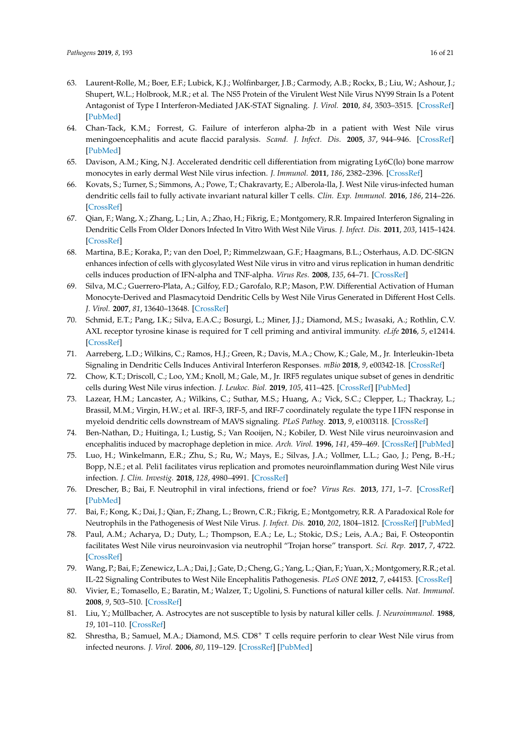63. Laurent-Rolle, M.; Boer, E.F.; Lubick, K.J.; Wolfinbarger, J.B.; Carmody, A.B.; Rockx, B.; Liu, W.; Ashour, J.; Shupert, W.L.; Holbrook, M.R.; et al. The NS5 Protein of the Virulent West Nile Virus NY99 Strain Is a Potent Antagonist of Type I Interferon-Mediated JAK-STAT Signaling. *J. Virol.* **2010**, *84*, 3503–3515. [CrossRef] [PubMed]
64. Chan-Tack, K.M.; Forrest, G. Failure of interferon alpha-2b in a patient with West Nile virus meningoencephalitis and acute flaccid paralysis. *Scand. J. Infect. Dis.* **2005**, *37*, 944–946. [CrossRef] [PubMed]
65. Davison, A.M.; King, N.J. Accelerated dendritic cell differentiation from migrating Ly6C(lo) bone marrow monocytes in early dermal West Nile virus infection. *J. Immunol.* **2011**, *186*, 2382–2396. [CrossRef]
66. Kovats, S.; Turner, S.; Simmons, A.; Powe, T.; Chakravarty, E.; Alberola-Ila, J. West Nile virus-infected human dendritic cells fail to fully activate invariant natural killer T cells. *Clin. Exp. Immunol.* **2016**, *186*, 214–226. [CrossRef]
67. Qian, F.; Wang, X.; Zhang, L.; Lin, A.; Zhao, H.; Fikrig, E.; Montgomery, R.R. Impaired Interferon Signaling in Dendritic Cells From Older Donors Infected In Vitro With West Nile Virus. *J. Infect. Dis.* **2011**, *203*, 1415–1424. [CrossRef]
68. Martina, B.E.; Koraka, P.; van den Doel, P.; Rimmelzwaan, G.F.; Haagmans, B.L.; Osterhaus, A.D. DC-SIGN enhances infection of cells with glycosylated West Nile virus in vitro and virus replication in human dendritic cells induces production of IFN-alpha and TNF-alpha. *Virus Res.* **2008**, *135*, 64–71. [CrossRef]
69. Silva, M.C.; Guerrero-Plata, A.; Gilfoy, F.D.; Garofalo, R.P.; Mason, P.W. Differential Activation of Human Monocyte-Derived and Plasmacytoid Dendritic Cells by West Nile Virus Generated in Different Host Cells. *J. Virol.* **2007**, *81*, 13640–13648. [CrossRef]
70. Schmid, E.T.; Pang, I.K.; Silva, E.A.C.; Bosurgi, L.; Miner, J.J.; Diamond, M.S.; Iwasaki, A.; Rothlin, C.V. AXL receptor tyrosine kinase is required for T cell priming and antiviral immunity. *eLife* **2016**, *5*, e12414. [CrossRef]
71. Aarreberg, L.D.; Wilkins, C.; Ramos, H.J.; Green, R.; Davis, M.A.; Chow, K.; Gale, M., Jr. Interleukin-1beta Signaling in Dendritic Cells Induces Antiviral Interferon Responses. *mBio* **2018**, *9*, e00342-18. [CrossRef]
72. Chow, K.T.; Driscoll, C.; Loo, Y.M.; Knoll, M.; Gale, M., Jr. IRF5 regulates unique subset of genes in dendritic cells during West Nile virus infection. *J. Leukoc. Biol.* **2019**, *105*, 411–425. [CrossRef] [PubMed]
73. Lazear, H.M.; Lancaster, A.; Wilkins, C.; Suthar, M.S.; Huang, A.; Vick, S.C.; Clepper, L.; Thackray, L.; Brassil, M.M.; Virgin, H.W.; et al. IRF-3, IRF-5, and IRF-7 coordinately regulate the type I IFN response in myeloid dendritic cells downstream of MAVS signaling. *PLoS Pathog.* **2013**, *9*, e1003118. [CrossRef]
74. Ben-Nathan, D.; Huitinga, I.; Lustig, S.; Van Rooijen, N.; Kobiler, D. West Nile virus neuroinvasion and encephalitis induced by macrophage depletion in mice. *Arch. Virol.* **1996**, *141*, 459–469. [CrossRef] [PubMed]
75. Luo, H.; Winkelmann, E.R.; Zhu, S.; Ru, W.; Mays, E.; Silvas, J.A.; Vollmer, L.L.; Gao, J.; Peng, B.-H.; Bopp, N.E.; et al. Peli1 facilitates virus replication and promotes neuroinflammation during West Nile virus infection. *J. Clin. Investig.* **2018**, *128*, 4980–4991. [CrossRef]
76. Drescher, B.; Bai, F. Neutrophil in viral infections, friend or foe? *Virus Res.* **2013**, *171*, 1–7. [CrossRef] [PubMed]
77. Bai, F.; Kong, K.; Dai, J.; Qian, F.; Zhang, L.; Brown, C.R.; Fikrig, E.; Montgomety, R.R. A Paradoxical Role for Neutrophils in the Pathogenesis of West Nile Virus. *J. Infect. Dis.* **2010**, *202*, 1804–1812. [CrossRef] [PubMed]
78. Paul, A.M.; Acharya, D.; Duty, L.; Thompson, E.A.; Le, L.; Stokic, D.S.; Leis, A.A.; Bai, F. Osteopontin facilitates West Nile virus neuroinvasion via neutrophil "Trojan horse" transport. *Sci. Rep.* **2017**, *7*, 4722. [CrossRef]
79. Wang, P.; Bai, F.; Zenewicz, L.A.; Dai, J.; Gate, D.; Cheng, G.; Yang, L.; Qian, F.; Yuan, X.; Montgomery, R.R.; et al. IL-22 Signaling Contributes to West Nile Encephalitis Pathogenesis. *PLoS ONE* **2012**, *7*, e44153. [CrossRef]
80. Vivier, E.; Tomasello, E.; Baratin, M.; Walzer, T.; Ugolini, S. Functions of natural killer cells. *Nat. Immunol.* **2008**, *9*, 503–510. [CrossRef]
81. Liu, Y.; Müllbacher, A. Astrocytes are not susceptible to lysis by natural killer cells. *J. Neuroimmunol.* **1988**, *19*, 101–110. [CrossRef]
82. Shrestha, B.; Samuel, M.A.; Diamond, M.S. $CD8^+$ T cells require perforin to clear West Nile virus from infected neurons. *J. Virol.* **2006**, *80*, 119–129. [CrossRef] [PubMed]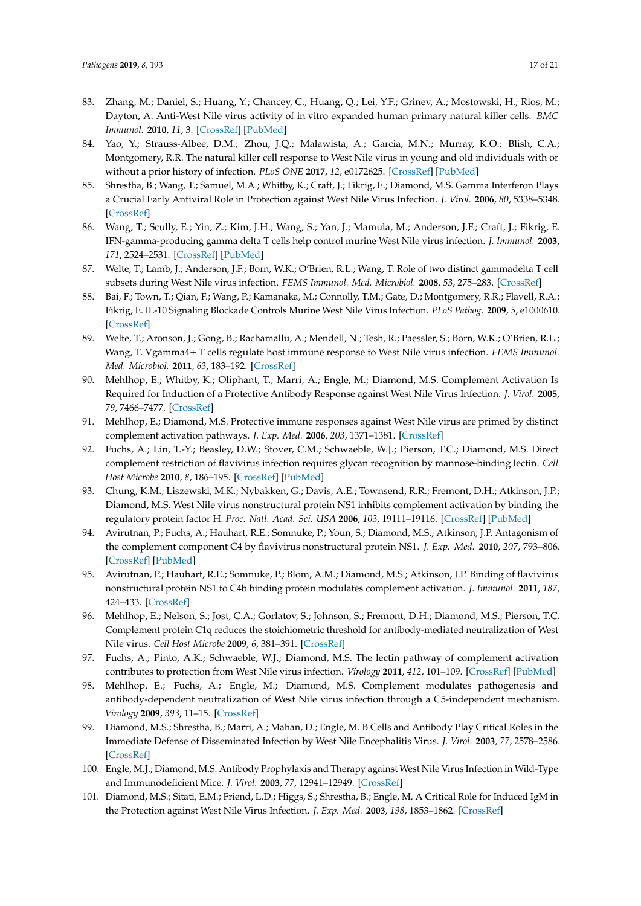83. Zhang, M.; Daniel, S.; Huang, Y.; Chancey, C.; Huang, Q.; Lei, Y.F.; Grinev, A.; Mostowski, H.; Rios, M.; Dayton, A. Anti-West Nile virus activity of in vitro expanded human primary natural killer cells. *BMC Immunol.* **2010**, *11*, 3. [CrossRef] [PubMed]
84. Yao, Y.; Strauss-Albee, D.M.; Zhou, J.Q.; Malawista, A.; Garcia, M.N.; Murray, K.O.; Blish, C.A.; Montgomery, R.R. The natural killer cell response to West Nile virus in young and old individuals with or without a prior history of infection. *PLoS ONE* **2017**, *12*, e0172625. [CrossRef] [PubMed]
85. Shrestha, B.; Wang, T.; Samuel, M.A.; Whitby, K.; Craft, J.; Fikrig, E.; Diamond, M.S. Gamma Interferon Plays a Crucial Early Antiviral Role in Protection against West Nile Virus Infection. *J. Virol.* **2006**, *80*, 5338–5348. [CrossRef]
86. Wang, T.; Scully, E.; Yin, Z.; Kim, J.H.; Wang, S.; Yan, J.; Mamula, M.; Anderson, J.F.; Craft, J.; Fikrig, E. IFN-gamma-producing gamma delta T cells help control murine West Nile virus infection. *J. Immunol.* **2003**, *171*, 2524–2531. [CrossRef] [PubMed]
87. Welte, T.; Lamb, J.; Anderson, J.F.; Born, W.K.; O'Brien, R.L.; Wang, T. Role of two distinct gammadelta T cell subsets during West Nile virus infection. *FEMS Immunol. Med. Microbiol.* **2008**, *53*, 275–283. [CrossRef]
88. Bai, F.; Town, T.; Qian, F.; Wang, P.; Kamanaka, M.; Connolly, T.M.; Gate, D.; Montgomery, R.R.; Flavell, R.A.; Fikrig, E. IL-10 Signaling Blockade Controls Murine West Nile Virus Infection. *PLoS Pathog.* **2009**, *5*, e1000610. [CrossRef]
89. Welte, T.; Aronson, J.; Gong, B.; Rachamallu, A.; Mendell, N.; Tesh, R.; Paessler, S.; Born, W.K.; O'Brien, R.L.; Wang, T. Vgamma4+ T cells regulate host immune response to West Nile virus infection. *FEMS Immunol. Med. Microbiol.* **2011**, *63*, 183–192. [CrossRef]
90. Mehlhop, E.; Whitby, K.; Oliphant, T.; Marri, A.; Engle, M.; Diamond, M.S. Complement Activation Is Required for Induction of a Protective Antibody Response against West Nile Virus Infection. *J. Virol.* **2005**, *79*, 7466–7477. [CrossRef]
91. Mehlhop, E.; Diamond, M.S. Protective immune responses against West Nile virus are primed by distinct complement activation pathways. *J. Exp. Med.* **2006**, *203*, 1371–1381. [CrossRef]
92. Fuchs, A.; Lin, T.-Y.; Beasley, D.W.; Stover, C.M.; Schwaeble, W.J.; Pierson, T.C.; Diamond, M.S. Direct complement restriction of flavivirus infection requires glycan recognition by mannose-binding lectin. *Cell Host Microbe* **2010**, *8*, 186–195. [CrossRef] [PubMed]
93. Chung, K.M.; Liszewski, M.K.; Nybakken, G.; Davis, A.E.; Townsend, R.R.; Fremont, D.H.; Atkinson, J.P.; Diamond, M.S. West Nile virus nonstructural protein NS1 inhibits complement activation by binding the regulatory protein factor H. *Proc. Natl. Acad. Sci. USA* **2006**, *103*, 19111–19116. [CrossRef] [PubMed]
94. Avirutnan, P.; Fuchs, A.; Hauhart, R.E.; Somnuke, P.; Youn, S.; Diamond, M.S.; Atkinson, J.P. Antagonism of the complement component C4 by flavivirus nonstructural protein NS1. *J. Exp. Med.* **2010**, *207*, 793–806. [CrossRef] [PubMed]
95. Avirutnan, P.; Hauhart, R.E.; Somnuke, P.; Blom, A.M.; Diamond, M.S.; Atkinson, J.P. Binding of flavivirus nonstructural protein NS1 to C4b binding protein modulates complement activation. *J. Immunol.* **2011**, *187*, 424–433. [CrossRef]
96. Mehlhop, E.; Nelson, S.; Jost, C.A.; Gorlatov, S.; Johnson, S.; Fremont, D.H.; Diamond, M.S.; Pierson, T.C. Complement protein C1q reduces the stoichiometric threshold for antibody-mediated neutralization of West Nile virus. *Cell Host Microbe* **2009**, *6*, 381–391. [CrossRef]
97. Fuchs, A.; Pinto, A.K.; Schwaeble, W.J.; Diamond, M.S. The lectin pathway of complement activation contributes to protection from West Nile virus infection. *Virology* **2011**, *412*, 101–109. [CrossRef] [PubMed]
98. Mehlhop, E.; Fuchs, A.; Engle, M.; Diamond, M.S. Complement modulates pathogenesis and antibody-dependent neutralization of West Nile virus infection through a C5-independent mechanism. *Virology* **2009**, *393*, 11–15. [CrossRef]
99. Diamond, M.S.; Shrestha, B.; Marri, A.; Mahan, D.; Engle, M. B Cells and Antibody Play Critical Roles in the Immediate Defense of Disseminated Infection by West Nile Encephalitis Virus. *J. Virol.* **2003**, *77*, 2578–2586. [CrossRef]
100. Engle, M.J.; Diamond, M.S. Antibody Prophylaxis and Therapy against West Nile Virus Infection in Wild-Type and Immunodeficient Mice. *J. Virol.* **2003**, *77*, 12941–12949. [CrossRef]
101. Diamond, M.S.; Sitati, E.M.; Friend, L.D.; Higgs, S.; Shrestha, B.; Engle, M. A Critical Role for Induced IgM in the Protection against West Nile Virus Infection. *J. Exp. Med.* **2003**, *198*, 1853–1862. [CrossRef]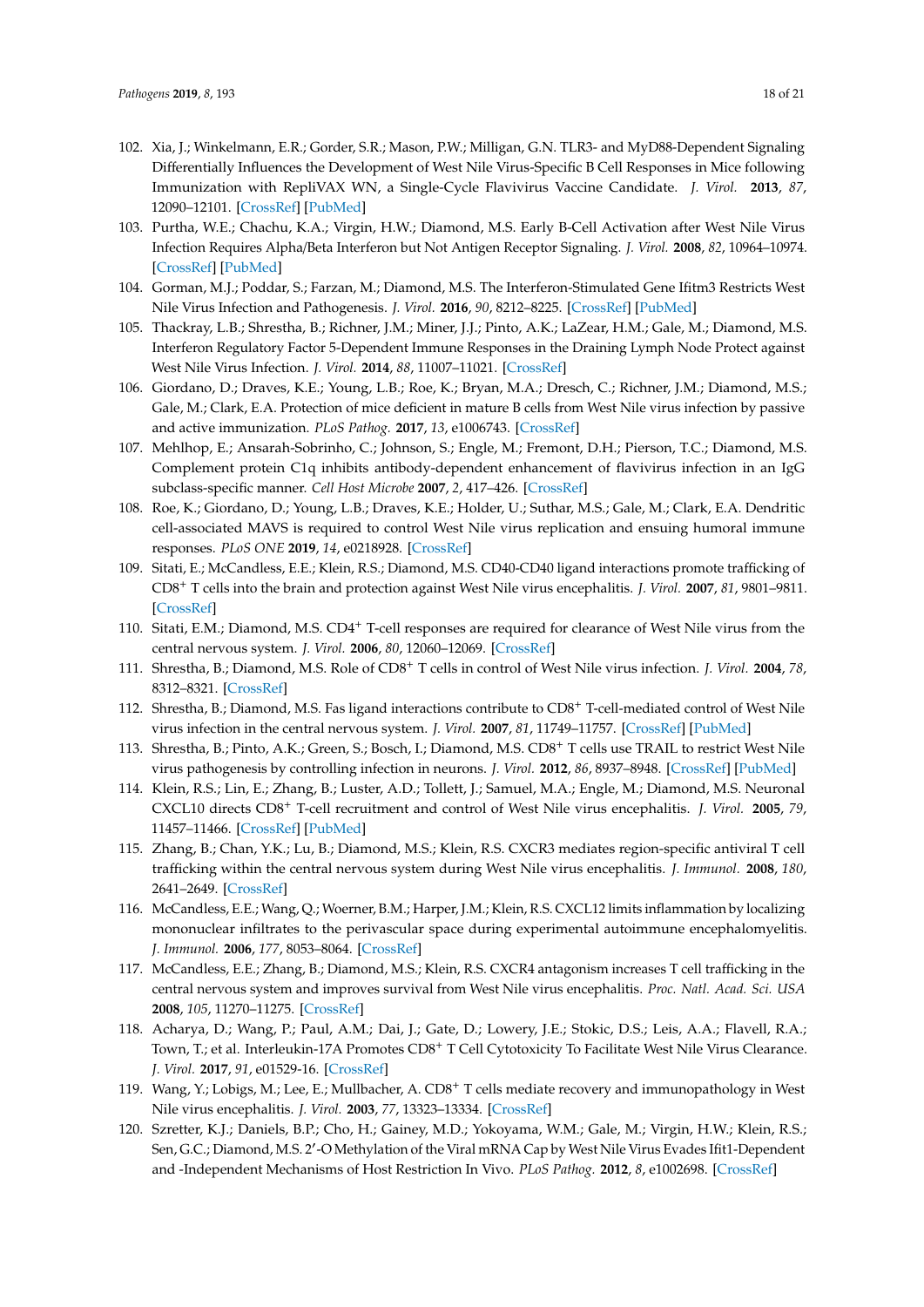102. Xia, J.; Winkelmann, E.R.; Gorder, S.R.; Mason, P.W.; Milligan, G.N. TLR3- and MyD88-Dependent Signaling Differentially Influences the Development of West Nile Virus-Specific B Cell Responses in Mice following Immunization with RepliVAX WN, a Single-Cycle Flavivirus Vaccine Candidate. *J. Virol.* **2013**, *87*, 12090–12101. [CrossRef] [PubMed]
103. Purtha, W.E.; Chachu, K.A.; Virgin, H.W.; Diamond, M.S. Early B-Cell Activation after West Nile Virus Infection Requires Alpha/Beta Interferon but Not Antigen Receptor Signaling. *J. Virol.* **2008**, *82*, 10964–10974. [CrossRef] [PubMed]
104. Gorman, M.J.; Poddar, S.; Farzan, M.; Diamond, M.S. The Interferon-Stimulated Gene Ifitm3 Restricts West Nile Virus Infection and Pathogenesis. *J. Virol.* **2016**, *90*, 8212–8225. [CrossRef] [PubMed]
105. Thackray, L.B.; Shrestha, B.; Richner, J.M.; Miner, J.J.; Pinto, A.K.; LaZear, H.M.; Gale, M.; Diamond, M.S. Interferon Regulatory Factor 5-Dependent Immune Responses in the Draining Lymph Node Protect against West Nile Virus Infection. *J. Virol.* **2014**, *88*, 11007–11021. [CrossRef]
106. Giordano, D.; Draves, K.E.; Young, L.B.; Roe, K.; Bryan, M.A.; Dresch, C.; Richner, J.M.; Diamond, M.S.; Gale, M.; Clark, E.A. Protection of mice deficient in mature B cells from West Nile virus infection by passive and active immunization. *PLoS Pathog.* **2017**, *13*, e1006743. [CrossRef]
107. Mehlhop, E.; Ansarah-Sobrinho, C.; Johnson, S.; Engle, M.; Fremont, D.H.; Pierson, T.C.; Diamond, M.S. Complement protein C1q inhibits antibody-dependent enhancement of flavivirus infection in an IgG subclass-specific manner. *Cell Host Microbe* **2007**, *2*, 417–426. [CrossRef]
108. Roe, K.; Giordano, D.; Young, L.B.; Draves, K.E.; Holder, U.; Suthar, M.S.; Gale, M.; Clark, E.A. Dendritic cell-associated MAVS is required to control West Nile virus replication and ensuing humoral immune responses. *PLoS ONE* **2019**, *14*, e0218928. [CrossRef]
109. Sitati, E.; McCandless, E.E.; Klein, R.S.; Diamond, M.S. CD40-CD40 ligand interactions promote trafficking of $CD8^+$ T cells into the brain and protection against West Nile virus encephalitis. *J. Virol.* **2007**, *81*, 9801–9811. [CrossRef]
110. Sitati, E.M.; Diamond, M.S. $CD4^+$ T-cell responses are required for clearance of West Nile virus from the central nervous system. *J. Virol.* **2006**, *80*, 12060–12069. [CrossRef]
111. Shrestha, B.; Diamond, M.S. Role of $CD8^+$ T cells in control of West Nile virus infection. *J. Virol.* **2004**, *78*, 8312–8321. [CrossRef]
112. Shrestha, B.; Diamond, M.S. Fas ligand interactions contribute to $CD8^+$ T-cell-mediated control of West Nile virus infection in the central nervous system. *J. Virol.* **2007**, *81*, 11749–11757. [CrossRef] [PubMed]
113. Shrestha, B.; Pinto, A.K.; Green, S.; Bosch, I.; Diamond, M.S. $CD8^+$ T cells use TRAIL to restrict West Nile virus pathogenesis by controlling infection in neurons. *J. Virol.* **2012**, *86*, 8937–8948. [CrossRef] [PubMed]
114. Klein, R.S.; Lin, E.; Zhang, B.; Luster, A.D.; Tollett, J.; Samuel, M.A.; Engle, M.; Diamond, M.S. Neuronal CXCL10 directs $CD8^+$ T-cell recruitment and control of West Nile virus encephalitis. *J. Virol.* **2005**, *79*, 11457–11466. [CrossRef] [PubMed]
115. Zhang, B.; Chan, Y.K.; Lu, B.; Diamond, M.S.; Klein, R.S. CXCR3 mediates region-specific antiviral T cell trafficking within the central nervous system during West Nile virus encephalitis. *J. Immunol.* **2008**, *180*, 2641–2649. [CrossRef]
116. McCandless, E.E.; Wang, Q.; Woerner, B.M.; Harper, J.M.; Klein, R.S. CXCL12 limits inflammation by localizing mononuclear infiltrates to the perivascular space during experimental autoimmune encephalomyelitis. *J. Immunol.* **2006**, *177*, 8053–8064. [CrossRef]
117. McCandless, E.E.; Zhang, B.; Diamond, M.S.; Klein, R.S. CXCR4 antagonism increases T cell trafficking in the central nervous system and improves survival from West Nile virus encephalitis. *Proc. Natl. Acad. Sci. USA* **2008**, *105*, 11270–11275. [CrossRef]
118. Acharya, D.; Wang, P.; Paul, A.M.; Dai, J.; Gate, D.; Lowery, J.E.; Stokic, D.S.; Leis, A.A.; Flavell, R.A.; Town, T.; et al. Interleukin-17A Promotes $CD8^+$ T Cell Cytotoxicity To Facilitate West Nile Virus Clearance. *J. Virol.* **2017**, *91*, e01529-16. [CrossRef]
119. Wang, Y.; Lobigs, M.; Lee, E.; Mullbacher, A. $CD8^+$ T cells mediate recovery and immunopathology in West Nile virus encephalitis. *J. Virol.* **2003**, *77*, 13323–13334. [CrossRef]
120. Szretter, K.J.; Daniels, B.P.; Cho, H.; Gainey, M.D.; Yokoyama, W.M.; Gale, M.; Virgin, H.W.; Klein, R.S.; Sen, G.C.; Diamond, M.S. 2′-O Methylation of the Viral mRNA Cap by West Nile Virus Evades Ifit1-Dependent and -Independent Mechanisms of Host Restriction In Vivo. *PLoS Pathog.* **2012**, *8*, e1002698. [CrossRef]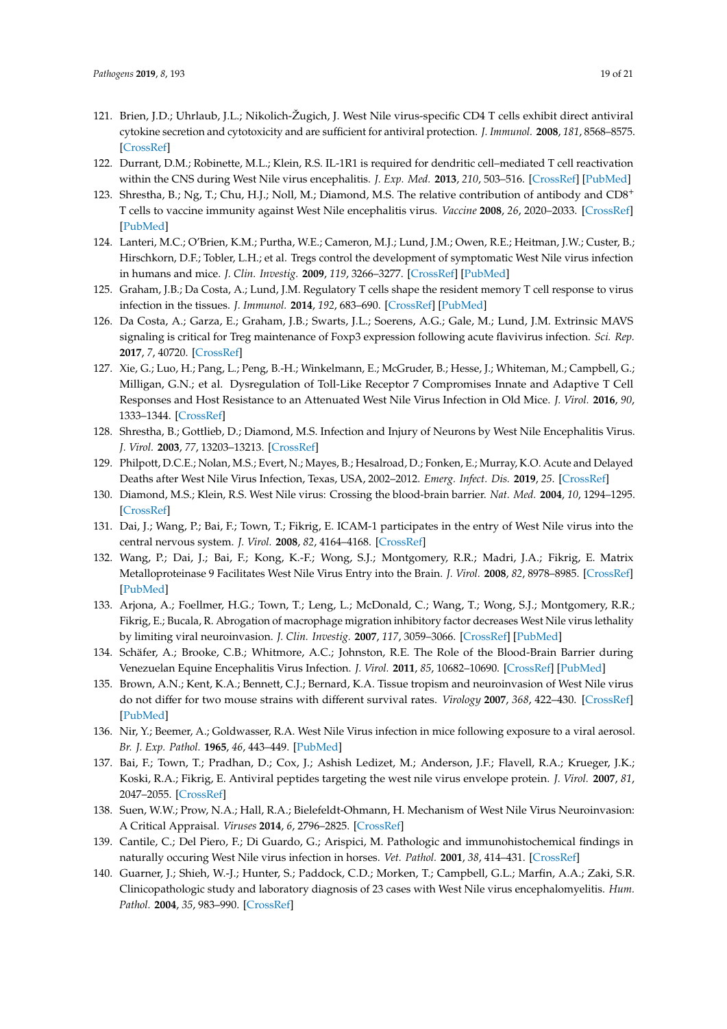121. Brien, J.D.; Uhrlaub, J.L.; Nikolich-Žugich, J. West Nile virus-specific CD4 T cells exhibit direct antiviral cytokine secretion and cytotoxicity and are sufficient for antiviral protection. *J. Immunol.* **2008**, *181*, 8568–8575. [CrossRef]
122. Durrant, D.M.; Robinette, M.L.; Klein, R.S. IL-1R1 is required for dendritic cell–mediated T cell reactivation within the CNS during West Nile virus encephalitis. *J. Exp. Med.* **2013**, *210*, 503–516. [CrossRef] [PubMed]
123. Shrestha, B.; Ng, T.; Chu, H.J.; Noll, M.; Diamond, M.S. The relative contribution of antibody and CD8$^+$ T cells to vaccine immunity against West Nile encephalitis virus. *Vaccine* **2008**, *26*, 2020–2033. [CrossRef] [PubMed]
124. Lanteri, M.C.; O'Brien, K.M.; Purtha, W.E.; Cameron, M.J.; Lund, J.M.; Owen, R.E.; Heitman, J.W.; Custer, B.; Hirschkorn, D.F.; Tobler, L.H.; et al. Tregs control the development of symptomatic West Nile virus infection in humans and mice. *J. Clin. Investig.* **2009**, *119*, 3266–3277. [CrossRef] [PubMed]
125. Graham, J.B.; Da Costa, A.; Lund, J.M. Regulatory T cells shape the resident memory T cell response to virus infection in the tissues. *J. Immunol.* **2014**, *192*, 683–690. [CrossRef] [PubMed]
126. Da Costa, A.; Garza, E.; Graham, J.B.; Swarts, J.L.; Soerens, A.G.; Gale, M.; Lund, J.M. Extrinsic MAVS signaling is critical for Treg maintenance of Foxp3 expression following acute flavivirus infection. *Sci. Rep.* **2017**, *7*, 40720. [CrossRef]
127. Xie, G.; Luo, H.; Pang, L.; Peng, B.-H.; Winkelmann, E.; McGruder, B.; Hesse, J.; Whiteman, M.; Campbell, G.; Milligan, G.N.; et al. Dysregulation of Toll-Like Receptor 7 Compromises Innate and Adaptive T Cell Responses and Host Resistance to an Attenuated West Nile Virus Infection in Old Mice. *J. Virol.* **2016**, *90*, 1333–1344. [CrossRef]
128. Shrestha, B.; Gottlieb, D.; Diamond, M.S. Infection and Injury of Neurons by West Nile Encephalitis Virus. *J. Virol.* **2003**, *77*, 13203–13213. [CrossRef]
129. Philpott, D.C.E.; Nolan, M.S.; Evert, N.; Mayes, B.; Hesalroad, D.; Fonken, E.; Murray, K.O. Acute and Delayed Deaths after West Nile Virus Infection, Texas, USA, 2002–2012. *Emerg. Infect. Dis.* **2019**, *25*. [CrossRef]
130. Diamond, M.S.; Klein, R.S. West Nile virus: Crossing the blood-brain barrier. *Nat. Med.* **2004**, *10*, 1294–1295. [CrossRef]
131. Dai, J.; Wang, P.; Bai, F.; Town, T.; Fikrig, E. ICAM-1 participates in the entry of West Nile virus into the central nervous system. *J. Virol.* **2008**, *82*, 4164–4168. [CrossRef]
132. Wang, P.; Dai, J.; Bai, F.; Kong, K.-F.; Wong, S.J.; Montgomery, R.R.; Madri, J.A.; Fikrig, E. Matrix Metalloproteinase 9 Facilitates West Nile Virus Entry into the Brain. *J. Virol.* **2008**, *82*, 8978–8985. [CrossRef] [PubMed]
133. Arjona, A.; Foellmer, H.G.; Town, T.; Leng, L.; McDonald, C.; Wang, T.; Wong, S.J.; Montgomery, R.R.; Fikrig, E.; Bucala, R. Abrogation of macrophage migration inhibitory factor decreases West Nile virus lethality by limiting viral neuroinvasion. *J. Clin. Investig.* **2007**, *117*, 3059–3066. [CrossRef] [PubMed]
134. Schäfer, A.; Brooke, C.B.; Whitmore, A.C.; Johnston, R.E. The Role of the Blood-Brain Barrier during Venezuelan Equine Encephalitis Virus Infection. *J. Virol.* **2011**, *85*, 10682–10690. [CrossRef] [PubMed]
135. Brown, A.N.; Kent, K.A.; Bennett, C.J.; Bernard, K.A. Tissue tropism and neuroinvasion of West Nile virus do not differ for two mouse strains with different survival rates. *Virology* **2007**, *368*, 422–430. [CrossRef] [PubMed]
136. Nir, Y.; Beemer, A.; Goldwasser, R.A. West Nile Virus infection in mice following exposure to a viral aerosol. *Br. J. Exp. Pathol.* **1965**, *46*, 443–449. [PubMed]
137. Bai, F.; Town, T.; Pradhan, D.; Cox, J.; Ashish Ledizet, M.; Anderson, J.F.; Flavell, R.A.; Krueger, J.K.; Koski, R.A.; Fikrig, E. Antiviral peptides targeting the west nile virus envelope protein. *J. Virol.* **2007**, *81*, 2047–2055. [CrossRef]
138. Suen, W.W.; Prow, N.A.; Hall, R.A.; Bielefeldt-Ohmann, H. Mechanism of West Nile Virus Neuroinvasion: A Critical Appraisal. *Viruses* **2014**, *6*, 2796–2825. [CrossRef]
139. Cantile, C.; Del Piero, F.; Di Guardo, G.; Arispici, M. Pathologic and immunohistochemical findings in naturally occuring West Nile virus infection in horses. *Vet. Pathol.* **2001**, *38*, 414–431. [CrossRef]
140. Guarner, J.; Shieh, W.-J.; Hunter, S.; Paddock, C.D.; Morken, T.; Campbell, G.L.; Marfin, A.A.; Zaki, S.R. Clinicopathologic study and laboratory diagnosis of 23 cases with West Nile virus encephalomyelitis. *Hum. Pathol.* **2004**, *35*, 983–990. [CrossRef]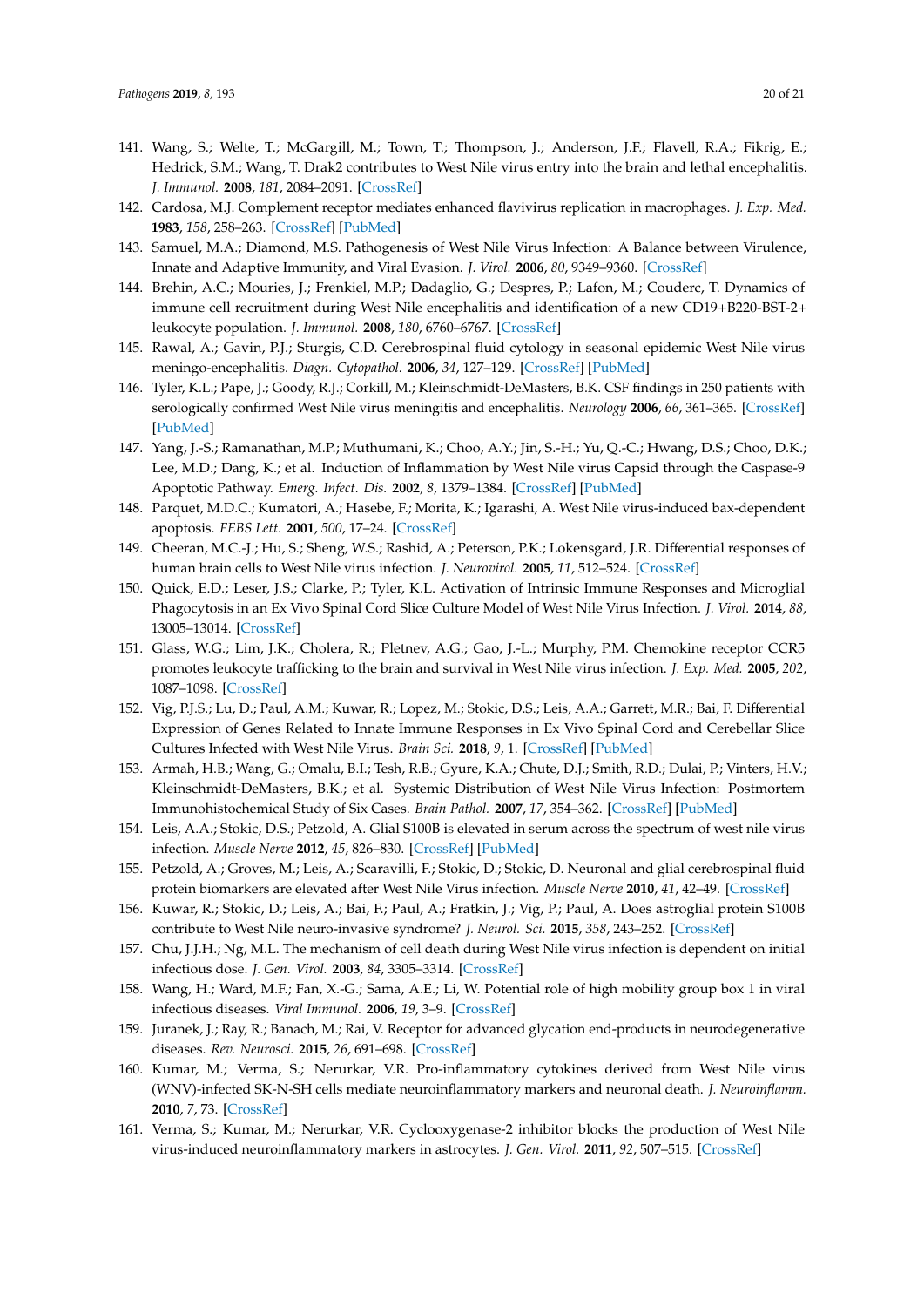141. Wang, S.; Welte, T.; McGargill, M.; Town, T.; Thompson, J.; Anderson, J.F.; Flavell, R.A.; Fikrig, E.; Hedrick, S.M.; Wang, T. Drak2 contributes to West Nile virus entry into the brain and lethal encephalitis. *J. Immunol.* **2008**, *181*, 2084–2091. [CrossRef]
142. Cardosa, M.J. Complement receptor mediates enhanced flavivirus replication in macrophages. *J. Exp. Med.* **1983**, *158*, 258–263. [CrossRef] [PubMed]
143. Samuel, M.A.; Diamond, M.S. Pathogenesis of West Nile Virus Infection: A Balance between Virulence, Innate and Adaptive Immunity, and Viral Evasion. *J. Virol.* **2006**, *80*, 9349–9360. [CrossRef]
144. Brehin, A.C.; Mouries, J.; Frenkiel, M.P.; Dadaglio, G.; Despres, P.; Lafon, M.; Couderc, T. Dynamics of immune cell recruitment during West Nile encephalitis and identification of a new CD19+B220-BST-2+ leukocyte population. *J. Immunol.* **2008**, *180*, 6760–6767. [CrossRef]
145. Rawal, A.; Gavin, P.J.; Sturgis, C.D. Cerebrospinal fluid cytology in seasonal epidemic West Nile virus meningo-encephalitis. *Diagn. Cytopathol.* **2006**, *34*, 127–129. [CrossRef] [PubMed]
146. Tyler, K.L.; Pape, J.; Goody, R.J.; Corkill, M.; Kleinschmidt-DeMasters, B.K. CSF findings in 250 patients with serologically confirmed West Nile virus meningitis and encephalitis. *Neurology* **2006**, *66*, 361–365. [CrossRef] [PubMed]
147. Yang, J.-S.; Ramanathan, M.P.; Muthumani, K.; Choo, A.Y.; Jin, S.-H.; Yu, Q.-C.; Hwang, D.S.; Choo, D.K.; Lee, M.D.; Dang, K.; et al. Induction of Inflammation by West Nile virus Capsid through the Caspase-9 Apoptotic Pathway. *Emerg. Infect. Dis.* **2002**, *8*, 1379–1384. [CrossRef] [PubMed]
148. Parquet, M.D.C.; Kumatori, A.; Hasebe, F.; Morita, K.; Igarashi, A. West Nile virus-induced bax-dependent apoptosis. *FEBS Lett.* **2001**, *500*, 17–24. [CrossRef]
149. Cheeran, M.C.-J.; Hu, S.; Sheng, W.S.; Rashid, A.; Peterson, P.K.; Lokensgard, J.R. Differential responses of human brain cells to West Nile virus infection. *J. Neurovirol.* **2005**, *11*, 512–524. [CrossRef]
150. Quick, E.D.; Leser, J.S.; Clarke, P.; Tyler, K.L. Activation of Intrinsic Immune Responses and Microglial Phagocytosis in an Ex Vivo Spinal Cord Slice Culture Model of West Nile Virus Infection. *J. Virol.* **2014**, *88*, 13005–13014. [CrossRef]
151. Glass, W.G.; Lim, J.K.; Cholera, R.; Pletnev, A.G.; Gao, J.-L.; Murphy, P.M. Chemokine receptor CCR5 promotes leukocyte trafficking to the brain and survival in West Nile virus infection. *J. Exp. Med.* **2005**, *202*, 1087–1098. [CrossRef]
152. Vig, P.J.S.; Lu, D.; Paul, A.M.; Kuwar, R.; Lopez, M.; Stokic, D.S.; Leis, A.A.; Garrett, M.R.; Bai, F. Differential Expression of Genes Related to Innate Immune Responses in Ex Vivo Spinal Cord and Cerebellar Slice Cultures Infected with West Nile Virus. *Brain Sci.* **2018**, *9*, 1. [CrossRef] [PubMed]
153. Armah, H.B.; Wang, G.; Omalu, B.I.; Tesh, R.B.; Gyure, K.A.; Chute, D.J.; Smith, R.D.; Dulai, P.; Vinters, H.V.; Kleinschmidt-DeMasters, B.K.; et al. Systemic Distribution of West Nile Virus Infection: Postmortem Immunohistochemical Study of Six Cases. *Brain Pathol.* **2007**, *17*, 354–362. [CrossRef] [PubMed]
154. Leis, A.A.; Stokic, D.S.; Petzold, A. Glial S100B is elevated in serum across the spectrum of west nile virus infection. *Muscle Nerve* **2012**, *45*, 826–830. [CrossRef] [PubMed]
155. Petzold, A.; Groves, M.; Leis, A.; Scaravilli, F.; Stokic, D.; Stokic, D. Neuronal and glial cerebrospinal fluid protein biomarkers are elevated after West Nile Virus infection. *Muscle Nerve* **2010**, *41*, 42–49. [CrossRef]
156. Kuwar, R.; Stokic, D.; Leis, A.; Bai, F.; Paul, A.; Fratkin, J.; Vig, P.; Paul, A. Does astroglial protein S100B contribute to West Nile neuro-invasive syndrome? *J. Neurol. Sci.* **2015**, *358*, 243–252. [CrossRef]
157. Chu, J.J.H.; Ng, M.L. The mechanism of cell death during West Nile virus infection is dependent on initial infectious dose. *J. Gen. Virol.* **2003**, *84*, 3305–3314. [CrossRef]
158. Wang, H.; Ward, M.F.; Fan, X.-G.; Sama, A.E.; Li, W. Potential role of high mobility group box 1 in viral infectious diseases. *Viral Immunol.* **2006**, *19*, 3–9. [CrossRef]
159. Juranek, J.; Ray, R.; Banach, M.; Rai, V. Receptor for advanced glycation end-products in neurodegenerative diseases. *Rev. Neurosci.* **2015**, *26*, 691–698. [CrossRef]
160. Kumar, M.; Verma, S.; Nerurkar, V.R. Pro-inflammatory cytokines derived from West Nile virus (WNV)-infected SK-N-SH cells mediate neuroinflammatory markers and neuronal death. *J. Neuroinflamm.* **2010**, *7*, 73. [CrossRef]
161. Verma, S.; Kumar, M.; Nerurkar, V.R. Cyclooxygenase-2 inhibitor blocks the production of West Nile virus-induced neuroinflammatory markers in astrocytes. *J. Gen. Virol.* **2011**, *92*, 507–515. [CrossRef]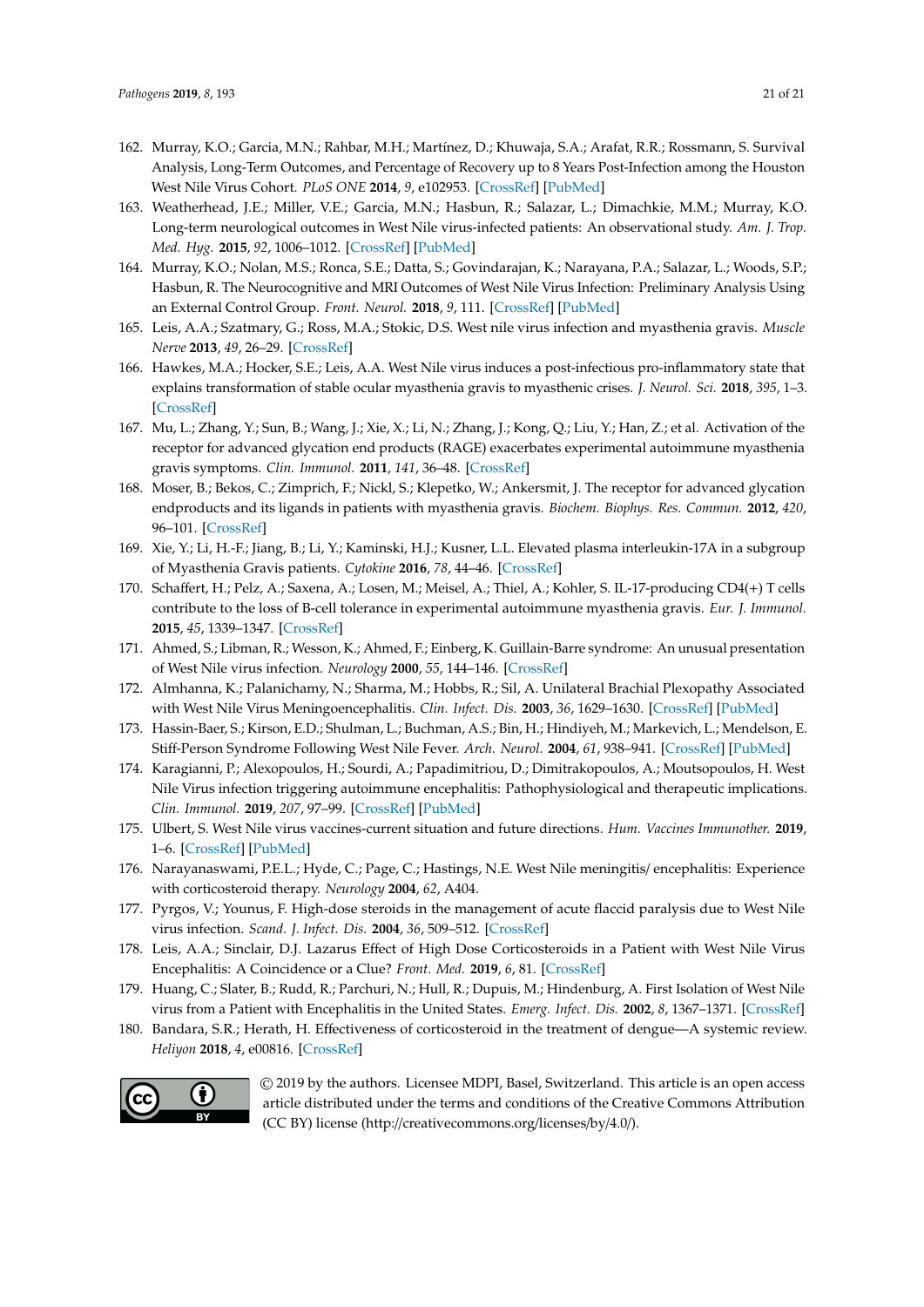162. Murray, K.O.; Garcia, M.N.; Rahbar, M.H.; Martínez, D.; Khuwaja, S.A.; Arafat, R.R.; Rossmann, S. Survival Analysis, Long-Term Outcomes, and Percentage of Recovery up to 8 Years Post-Infection among the Houston West Nile Virus Cohort. *PLoS ONE* **2014**, *9*, e102953. [CrossRef] [PubMed]
163. Weatherhead, J.E.; Miller, V.E.; Garcia, M.N.; Hasbun, R.; Salazar, L.; Dimachkie, M.M.; Murray, K.O. Long-term neurological outcomes in West Nile virus-infected patients: An observational study. *Am. J. Trop. Med. Hyg.* **2015**, *92*, 1006–1012. [CrossRef] [PubMed]
164. Murray, K.O.; Nolan, M.S.; Ronca, S.E.; Datta, S.; Govindarajan, K.; Narayana, P.A.; Salazar, L.; Woods, S.P.; Hasbun, R. The Neurocognitive and MRI Outcomes of West Nile Virus Infection: Preliminary Analysis Using an External Control Group. *Front. Neurol.* **2018**, *9*, 111. [CrossRef] [PubMed]
165. Leis, A.A.; Szatmary, G.; Ross, M.A.; Stokic, D.S. West nile virus infection and myasthenia gravis. *Muscle Nerve* **2013**, *49*, 26–29. [CrossRef]
166. Hawkes, M.A.; Hocker, S.E.; Leis, A.A. West Nile virus induces a post-infectious pro-inflammatory state that explains transformation of stable ocular myasthenia gravis to myasthenic crises. *J. Neurol. Sci.* **2018**, *395*, 1–3. [CrossRef]
167. Mu, L.; Zhang, Y.; Sun, B.; Wang, J.; Xie, X.; Li, N.; Zhang, J.; Kong, Q.; Liu, Y.; Han, Z.; et al. Activation of the receptor for advanced glycation end products (RAGE) exacerbates experimental autoimmune myasthenia gravis symptoms. *Clin. Immunol.* **2011**, *141*, 36–48. [CrossRef]
168. Moser, B.; Bekos, C.; Zimprich, F.; Nickl, S.; Klepetko, W.; Ankersmit, J. The receptor for advanced glycation endproducts and its ligands in patients with myasthenia gravis. *Biochem. Biophys. Res. Commun.* **2012**, *420*, 96–101. [CrossRef]
169. Xie, Y.; Li, H.-F.; Jiang, B.; Li, Y.; Kaminski, H.J.; Kusner, L.L. Elevated plasma interleukin-17A in a subgroup of Myasthenia Gravis patients. *Cytokine* **2016**, *78*, 44–46. [CrossRef]
170. Schaffert, H.; Pelz, A.; Saxena, A.; Losen, M.; Meisel, A.; Thiel, A.; Kohler, S. IL-17-producing CD4(+) T cells contribute to the loss of B-cell tolerance in experimental autoimmune myasthenia gravis. *Eur. J. Immunol.* **2015**, *45*, 1339–1347. [CrossRef]
171. Ahmed, S.; Libman, R.; Wesson, K.; Ahmed, F.; Einberg, K. Guillain-Barre syndrome: An unusual presentation of West Nile virus infection. *Neurology* **2000**, *55*, 144–146. [CrossRef]
172. Almhanna, K.; Palanichamy, N.; Sharma, M.; Hobbs, R.; Sil, A. Unilateral Brachial Plexopathy Associated with West Nile Virus Meningoencephalitis. *Clin. Infect. Dis.* **2003**, *36*, 1629–1630. [CrossRef] [PubMed]
173. Hassin-Baer, S.; Kirson, E.D.; Shulman, L.; Buchman, A.S.; Bin, H.; Hindiyeh, M.; Markevich, L.; Mendelson, E. Stiff-Person Syndrome Following West Nile Fever. *Arch. Neurol.* **2004**, *61*, 938–941. [CrossRef] [PubMed]
174. Karagianni, P.; Alexopoulos, H.; Sourdi, A.; Papadimitriou, D.; Dimitrakopoulos, A.; Moutsopoulos, H. West Nile Virus infection triggering autoimmune encephalitis: Pathophysiological and therapeutic implications. *Clin. Immunol.* **2019**, *207*, 97–99. [CrossRef] [PubMed]
175. Ulbert, S. West Nile virus vaccines-current situation and future directions. *Hum. Vaccines Immunother.* **2019**, 1–6. [CrossRef] [PubMed]
176. Narayanaswami, P.E.L.; Hyde, C.; Page, C.; Hastings, N.E. West Nile meningitis/ encephalitis: Experience with corticosteroid therapy. *Neurology* **2004**, *62*, A404.
177. Pyrgos, V.; Younus, F. High-dose steroids in the management of acute flaccid paralysis due to West Nile virus infection. *Scand. J. Infect. Dis.* **2004**, *36*, 509–512. [CrossRef]
178. Leis, A.A.; Sinclair, D.J. Lazarus Effect of High Dose Corticosteroids in a Patient with West Nile Virus Encephalitis: A Coincidence or a Clue? *Front. Med.* **2019**, *6*, 81. [CrossRef]
179. Huang, C.; Slater, B.; Rudd, R.; Parchuri, N.; Hull, R.; Dupuis, M.; Hindenburg, A. First Isolation of West Nile virus from a Patient with Encephalitis in the United States. *Emerg. Infect. Dis.* **2002**, *8*, 1367–1371. [CrossRef]
180. Bandara, S.R.; Herath, H. Effectiveness of corticosteroid in the treatment of dengue—A systemic review. *Heliyon* **2018**, *4*, e00816. [CrossRef]

© 2019 by the authors. Licensee MDPI, Basel, Switzerland. This article is an open access article distributed under the terms and conditions of the Creative Commons Attribution (CC BY) license (http://creativecommons.org/licenses/by/4.0/).